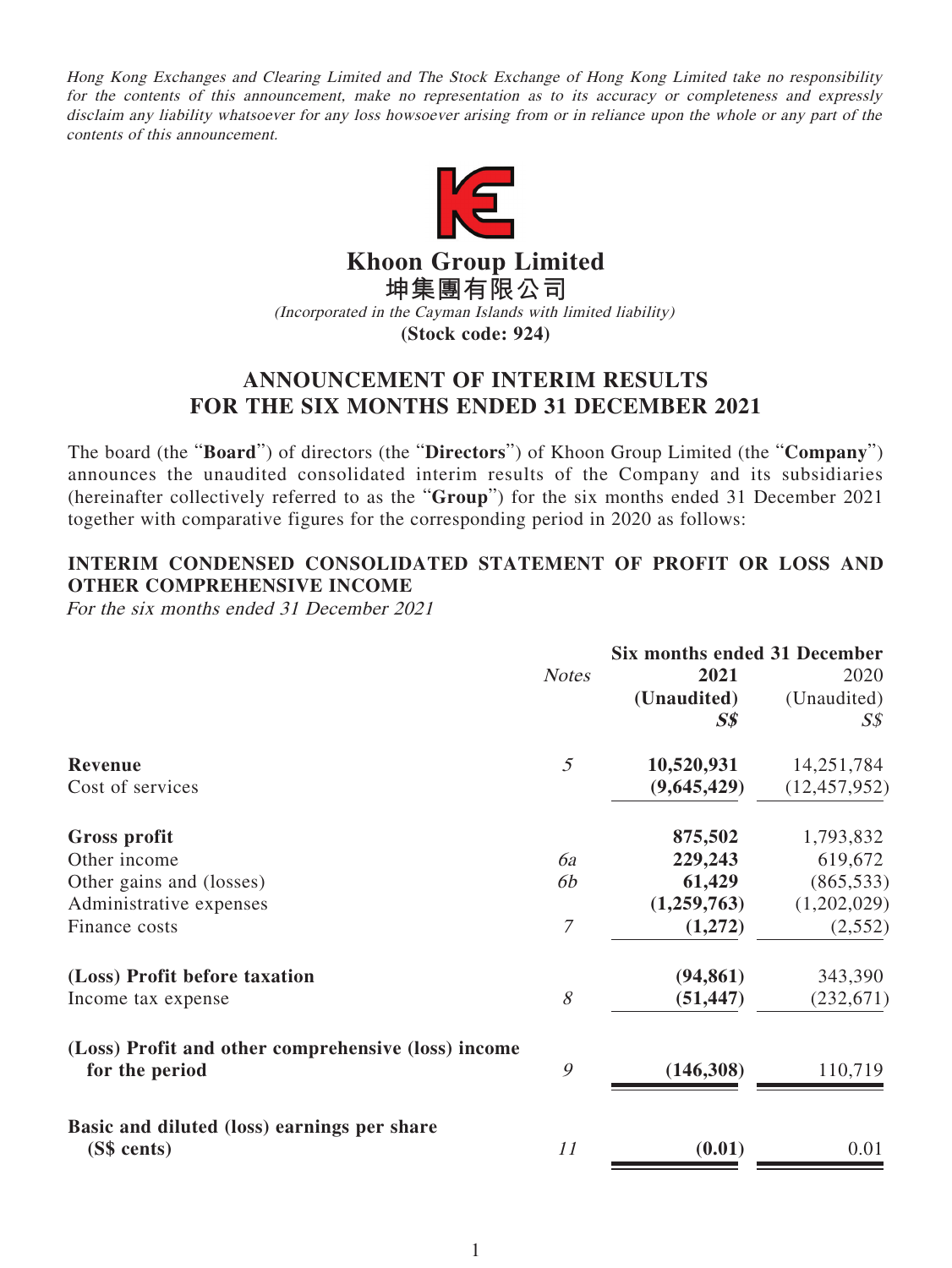*Hong Kong Exchanges and Clearing Limited and The Stock Exchange of Hong Kong Limited take no responsibility for the contents of this announcement, make no representation as to its accuracy or completeness and expressly disclaim any liability whatsoever for any loss howsoever arising from or in reliance upon the whole or any part of the contents of this announcement.*

# Khoon Group Limited

# 坤集團有限公司

*(Incorporated in the Cayman Islands with limited liability)*

**(Stock code: 924)**

## ANNOUNCEMENT OF INTERIM RESULTS FOR THE SIX MONTHS ENDED 31 DECEMBER 2021

The board (the "**Board**") of directors (the "**Directors**") of Khoon Group Limited (the "**Company**") announces the unaudited consolidated interim results of the Company and its subsidiaries (hereinafter collectively referred to as the "**Group**") for the six months ended 31 December 2021 together with comparative figures for the corresponding period in 2020 as follows:

### INTERIM CONDENSED CONSOLIDATED STATEMENT OF PROFIT OR LOSS AND OTHER COMPREHENSIVE INCOME

*For the six months ended 31 December 2021*

| | | **Six months ended 31 December** | |
|---|---|---|---|
| | *Notes* | **2021** | 2020 |
| | | **(Unaudited)** | (Unaudited) |
| | | ***S$*** | *S$* |
| **Revenue** | *5* | **10,520,931** | 14,251,784 |
| Cost of services | | **(9,645,429)** | (12,457,952) |
| **Gross profit** | | **875,502** | 1,793,832 |
| Other income | *6a* | **229,243** | 619,672 |
| Other gains and (losses) | *6b* | **61,429** | (865,533) |
| Administrative expenses | | **(1,259,763)** | (1,202,029) |
| Finance costs | *7* | **(1,272)** | (2,552) |
| **(Loss) Profit before taxation** | | **(94,861)** | 343,390 |
| Income tax expense | *8* | **(51,447)** | (232,671) |
| **(Loss) Profit and other comprehensive (loss) income for the period** | *9* | **(146,308)** | 110,719 |
| **Basic and diluted (loss) earnings per share (S$ cents)** | *11* | **(0.01)** | 0.01 |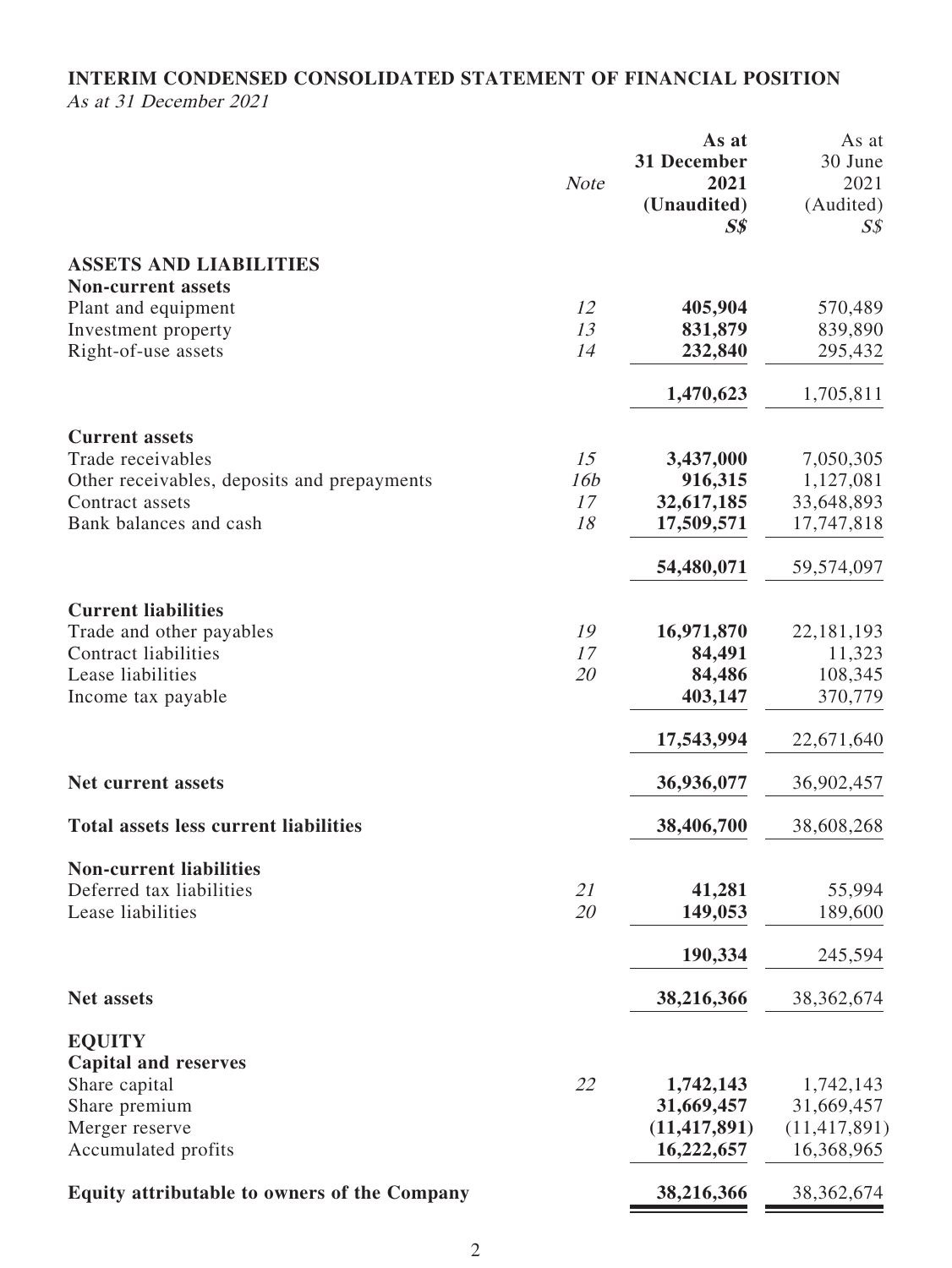## INTERIM CONDENSED CONSOLIDATED STATEMENT OF FINANCIAL POSITION

*As at 31 December 2021*

| | *Note* | **As at 31 December 2021 (Unaudited) *S$*** | As at 30 June 2021 (Audited) *S$* |
|---|---|---|---|
| **ASSETS AND LIABILITIES** | | | |
| **Non-current assets** | | | |
| Plant and equipment | *12* | **405,904** | 570,489 |
| Investment property | *13* | **831,879** | 839,890 |
| Right-of-use assets | *14* | **232,840** | 295,432 |
| | | **1,470,623** | 1,705,811 |
| **Current assets** | | | |
| Trade receivables | *15* | **3,437,000** | 7,050,305 |
| Other receivables, deposits and prepayments | *16b* | **916,315** | 1,127,081 |
| Contract assets | *17* | **32,617,185** | 33,648,893 |
| Bank balances and cash | *18* | **17,509,571** | 17,747,818 |
| | | **54,480,071** | 59,574,097 |
| **Current liabilities** | | | |
| Trade and other payables | *19* | **16,971,870** | 22,181,193 |
| Contract liabilities | *17* | **84,491** | 11,323 |
| Lease liabilities | *20* | **84,486** | 108,345 |
| Income tax payable | | **403,147** | 370,779 |
| | | **17,543,994** | 22,671,640 |
| **Net current assets** | | **36,936,077** | 36,902,457 |
| **Total assets less current liabilities** | | **38,406,700** | 38,608,268 |
| **Non-current liabilities** | | | |
| Deferred tax liabilities | *21* | **41,281** | 55,994 |
| Lease liabilities | *20* | **149,053** | 189,600 |
| | | **190,334** | 245,594 |
| **Net assets** | | **38,216,366** | 38,362,674 |
| **EQUITY** | | | |
| **Capital and reserves** | | | |
| Share capital | *22* | **1,742,143** | 1,742,143 |
| Share premium | | **31,669,457** | 31,669,457 |
| Merger reserve | | **(11,417,891)** | (11,417,891) |
| Accumulated profits | | **16,222,657** | 16,368,965 |
| **Equity attributable to owners of the Company** | | **38,216,366** | 38,362,674 |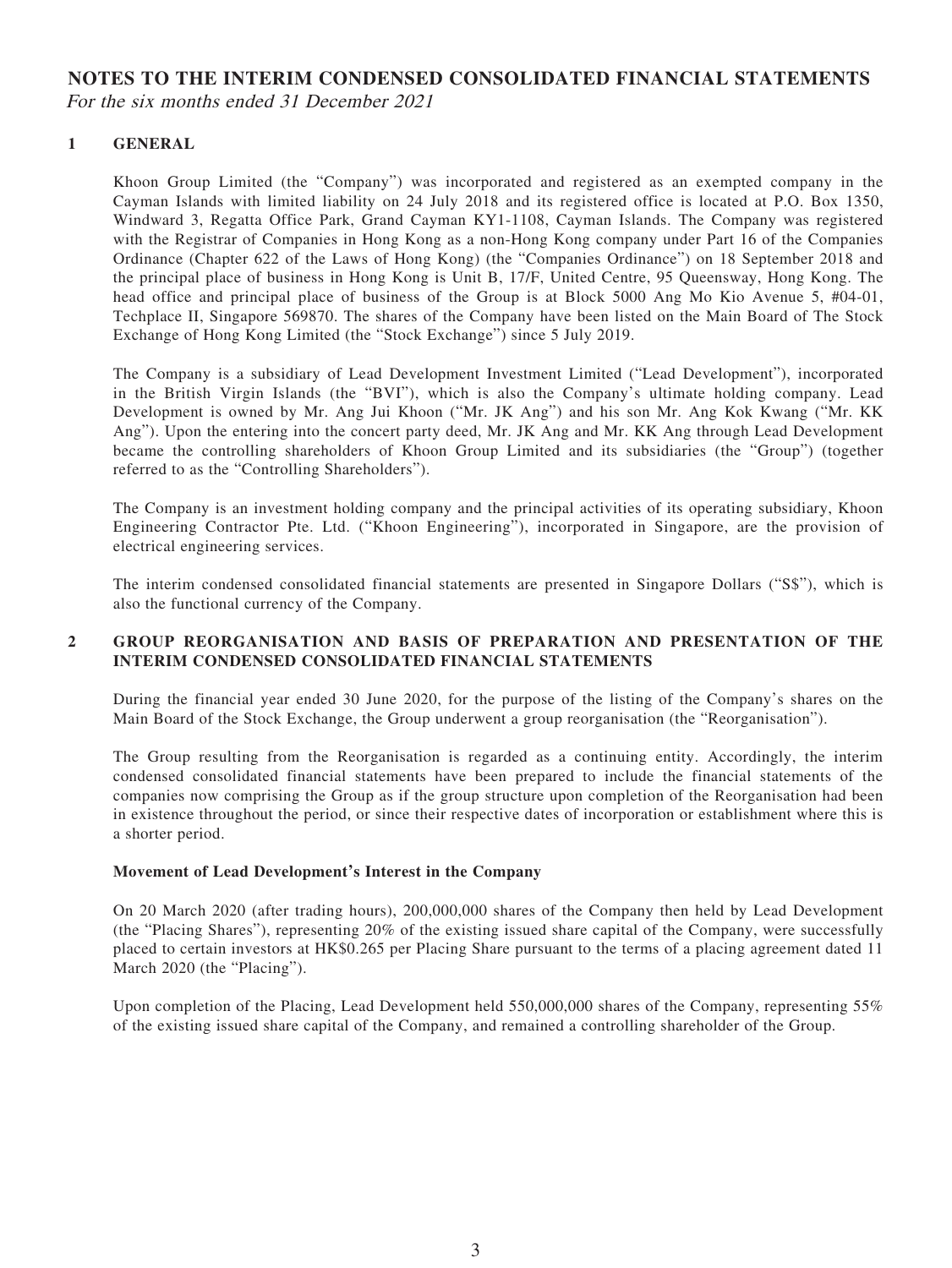# NOTES TO THE INTERIM CONDENSED CONSOLIDATED FINANCIAL STATEMENTS

*For the six months ended 31 December 2021*

## 1 GENERAL

Khoon Group Limited (the "Company") was incorporated and registered as an exempted company in the Cayman Islands with limited liability on 24 July 2018 and its registered office is located at P.O. Box 1350, Windward 3, Regatta Office Park, Grand Cayman KY1-1108, Cayman Islands. The Company was registered with the Registrar of Companies in Hong Kong as a non-Hong Kong company under Part 16 of the Companies Ordinance (Chapter 622 of the Laws of Hong Kong) (the "Companies Ordinance") on 18 September 2018 and the principal place of business in Hong Kong is Unit B, 17/F, United Centre, 95 Queensway, Hong Kong. The head office and principal place of business of the Group is at Block 5000 Ang Mo Kio Avenue 5, #04-01, Techplace II, Singapore 569870. The shares of the Company have been listed on the Main Board of The Stock Exchange of Hong Kong Limited (the "Stock Exchange") since 5 July 2019.

The Company is a subsidiary of Lead Development Investment Limited ("Lead Development"), incorporated in the British Virgin Islands (the "BVI"), which is also the Company's ultimate holding company. Lead Development is owned by Mr. Ang Jui Khoon ("Mr. JK Ang") and his son Mr. Ang Kok Kwang ("Mr. KK Ang"). Upon the entering into the concert party deed, Mr. JK Ang and Mr. KK Ang through Lead Development became the controlling shareholders of Khoon Group Limited and its subsidiaries (the "Group") (together referred to as the "Controlling Shareholders").

The Company is an investment holding company and the principal activities of its operating subsidiary, Khoon Engineering Contractor Pte. Ltd. ("Khoon Engineering"), incorporated in Singapore, are the provision of electrical engineering services.

The interim condensed consolidated financial statements are presented in Singapore Dollars ("S$"), which is also the functional currency of the Company.

## 2 GROUP REORGANISATION AND BASIS OF PREPARATION AND PRESENTATION OF THE INTERIM CONDENSED CONSOLIDATED FINANCIAL STATEMENTS

During the financial year ended 30 June 2020, for the purpose of the listing of the Company's shares on the Main Board of the Stock Exchange, the Group underwent a group reorganisation (the "Reorganisation").

The Group resulting from the Reorganisation is regarded as a continuing entity. Accordingly, the interim condensed consolidated financial statements have been prepared to include the financial statements of the companies now comprising the Group as if the group structure upon completion of the Reorganisation had been in existence throughout the period, or since their respective dates of incorporation or establishment where this is a shorter period.

### Movement of Lead Development's Interest in the Company

On 20 March 2020 (after trading hours), 200,000,000 shares of the Company then held by Lead Development (the "Placing Shares"), representing 20% of the existing issued share capital of the Company, were successfully placed to certain investors at HK$0.265 per Placing Share pursuant to the terms of a placing agreement dated 11 March 2020 (the "Placing").

Upon completion of the Placing, Lead Development held 550,000,000 shares of the Company, representing 55% of the existing issued share capital of the Company, and remained a controlling shareholder of the Group.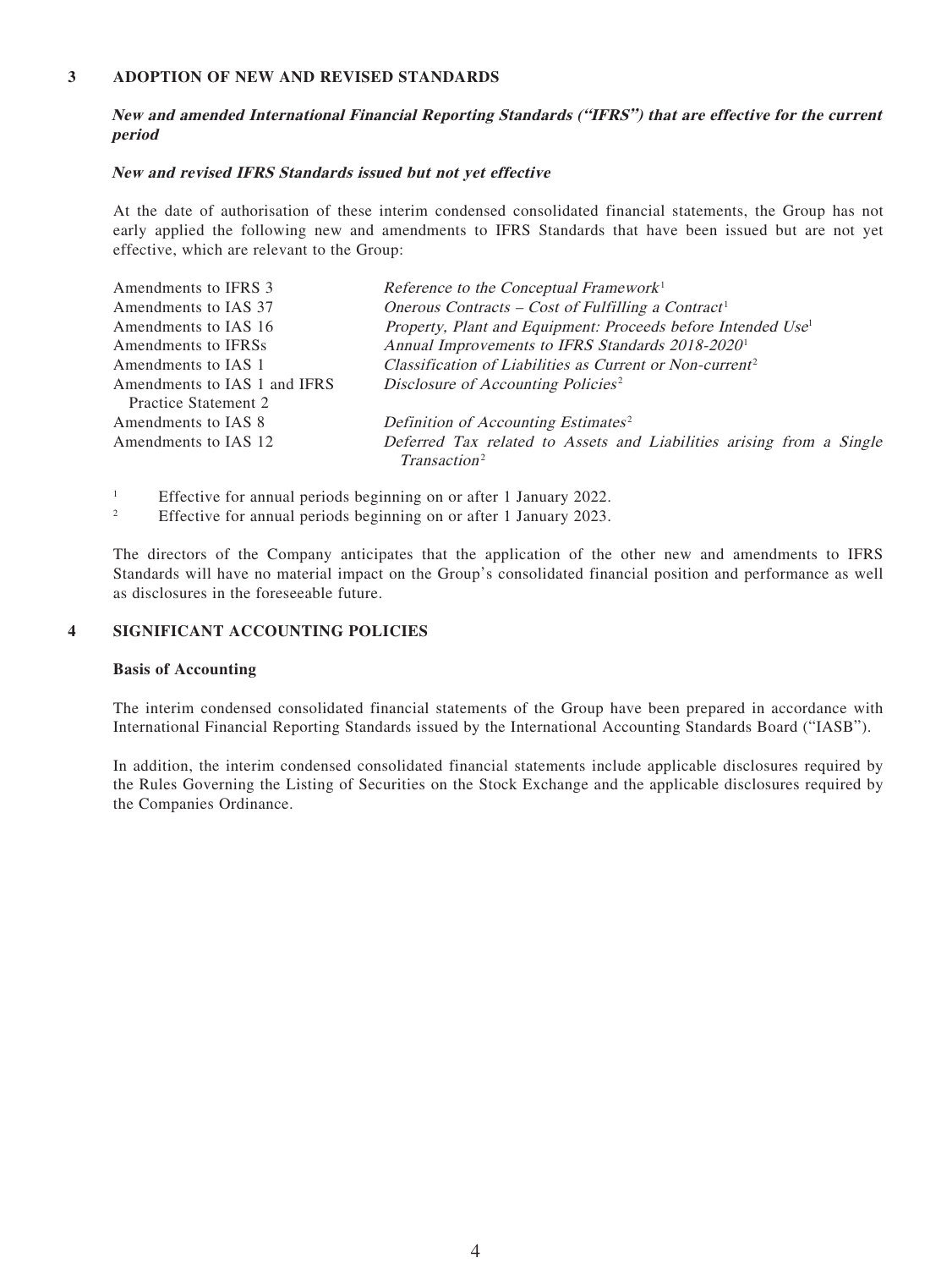## 3 ADOPTION OF NEW AND REVISED STANDARDS

***New and amended International Financial Reporting Standards ("IFRS") that are effective for the current period***

***New and revised IFRS Standards issued but not yet effective***

At the date of authorisation of these interim condensed consolidated financial statements, the Group has not early applied the following new and amendments to IFRS Standards that have been issued but are not yet effective, which are relevant to the Group:

| | |
|---|---|
| Amendments to IFRS 3 | *Reference to the Conceptual Framework*[1] |
| Amendments to IAS 37 | *Onerous Contracts – Cost of Fulfilling a Contract*[1] |
| Amendments to IAS 16 | *Property, Plant and Equipment: Proceeds before Intended Use*[1] |
| Amendments to IFRSs | *Annual Improvements to IFRS Standards 2018-2020*[1] |
| Amendments to IAS 1 | *Classification of Liabilities as Current or Non-current*[2] |
| Amendments to IAS 1 and IFRS Practice Statement 2 | *Disclosure of Accounting Policies*[2] |
| Amendments to IAS 8 | *Definition of Accounting Estimates*[2] |
| Amendments to IAS 12 | *Deferred Tax related to Assets and Liabilities arising from a Single Transaction*[2] |

[1] Effective for annual periods beginning on or after 1 January 2022.

[2] Effective for annual periods beginning on or after 1 January 2023.

The directors of the Company anticipates that the application of the other new and amendments to IFRS Standards will have no material impact on the Group's consolidated financial position and performance as well as disclosures in the foreseeable future.

## 4 SIGNIFICANT ACCOUNTING POLICIES

**Basis of Accounting**

The interim condensed consolidated financial statements of the Group have been prepared in accordance with International Financial Reporting Standards issued by the International Accounting Standards Board ("IASB").

In addition, the interim condensed consolidated financial statements include applicable disclosures required by the Rules Governing the Listing of Securities on the Stock Exchange and the applicable disclosures required by the Companies Ordinance.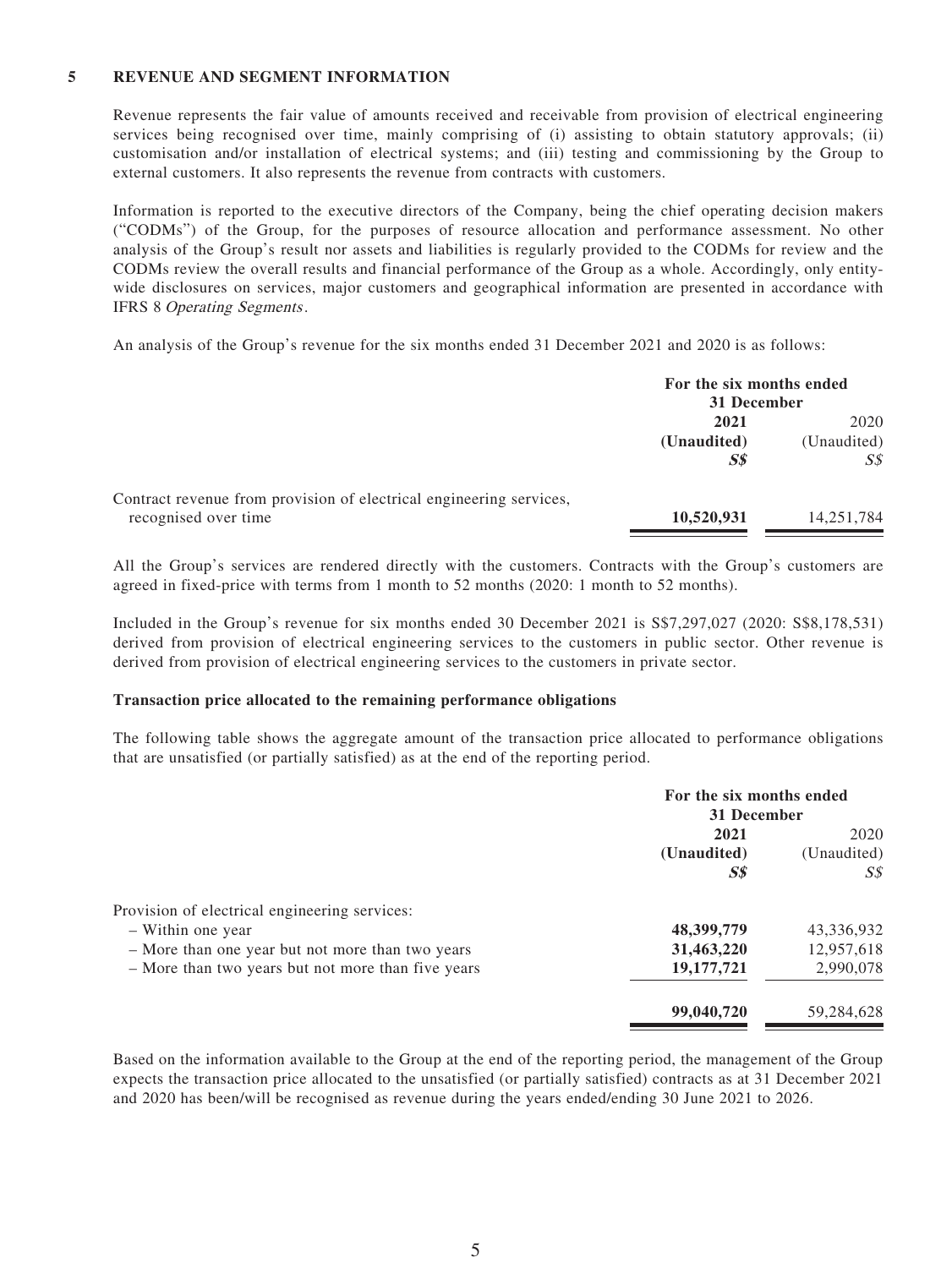## 5 REVENUE AND SEGMENT INFORMATION

Revenue represents the fair value of amounts received and receivable from provision of electrical engineering services being recognised over time, mainly comprising of (i) assisting to obtain statutory approvals; (ii) customisation and/or installation of electrical systems; and (iii) testing and commissioning by the Group to external customers. It also represents the revenue from contracts with customers.

Information is reported to the executive directors of the Company, being the chief operating decision makers ("CODMs") of the Group, for the purposes of resource allocation and performance assessment. No other analysis of the Group's result nor assets and liabilities is regularly provided to the CODMs for review and the CODMs review the overall results and financial performance of the Group as a whole. Accordingly, only entity-wide disclosures on services, major customers and geographical information are presented in accordance with IFRS 8 *Operating Segments*.

An analysis of the Group's revenue for the six months ended 31 December 2021 and 2020 is as follows:

| | For the six months ended 31 December | |
|---|---|---|
| | **2021** | 2020 |
| | **(Unaudited)** | (Unaudited) |
| | ***S$*** | *S$* |
| Contract revenue from provision of electrical engineering services, recognised over time | **10,520,931** | 14,251,784 |

All the Group's services are rendered directly with the customers. Contracts with the Group's customers are agreed in fixed-price with terms from 1 month to 52 months (2020: 1 month to 52 months).

Included in the Group's revenue for six months ended 30 December 2021 is S$7,297,027 (2020: S$8,178,531) derived from provision of electrical engineering services to the customers in public sector. Other revenue is derived from provision of electrical engineering services to the customers in private sector.

**Transaction price allocated to the remaining performance obligations**

The following table shows the aggregate amount of the transaction price allocated to performance obligations that are unsatisfied (or partially satisfied) as at the end of the reporting period.

| | For the six months ended 31 December | |
|---|---|---|
| | **2021** | 2020 |
| | **(Unaudited)** | (Unaudited) |
| | ***S$*** | *S$* |
| Provision of electrical engineering services: | | |
| – Within one year | **48,399,779** | 43,336,932 |
| – More than one year but not more than two years | **31,463,220** | 12,957,618 |
| – More than two years but not more than five years | **19,177,721** | 2,990,078 |
| | **99,040,720** | 59,284,628 |

Based on the information available to the Group at the end of the reporting period, the management of the Group expects the transaction price allocated to the unsatisfied (or partially satisfied) contracts as at 31 December 2021 and 2020 has been/will be recognised as revenue during the years ended/ending 30 June 2021 to 2026.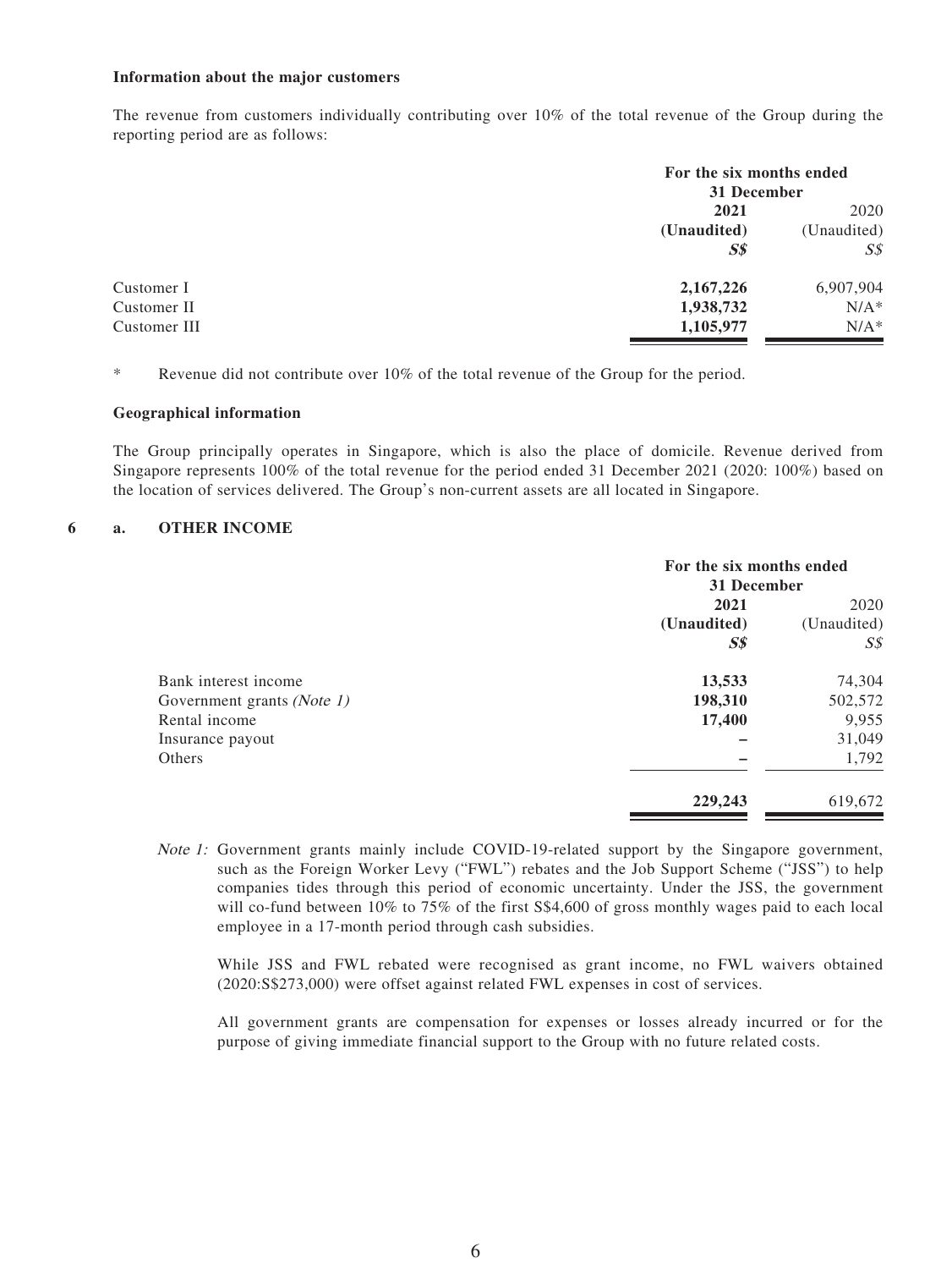**Information about the major customers**

The revenue from customers individually contributing over 10% of the total revenue of the Group during the reporting period are as follows:

| | For the six months ended 31 December | |
|---|---|---|
| | **2021** | 2020 |
| | **(Unaudited)** | (Unaudited) |
| | ***S$*** | *S$* |
| Customer I | **2,167,226** | 6,907,904 |
| Customer II | **1,938,732** | N/A* |
| Customer III | **1,105,977** | N/A* |

\* Revenue did not contribute over 10% of the total revenue of the Group for the period.

**Geographical information**

The Group principally operates in Singapore, which is also the place of domicile. Revenue derived from Singapore represents 100% of the total revenue for the period ended 31 December 2021 (2020: 100%) based on the location of services delivered. The Group's non-current assets are all located in Singapore.

**6 a. OTHER INCOME**

| | For the six months ended 31 December | |
|---|---|---|
| | **2021** | 2020 |
| | **(Unaudited)** | (Unaudited) |
| | ***S$*** | *S$* |
| Bank interest income | **13,533** | 74,304 |
| Government grants *(Note 1)* | **198,310** | 502,572 |
| Rental income | **17,400** | 9,955 |
| Insurance payout | **–** | 31,049 |
| Others | **–** | 1,792 |
| | **229,243** | 619,672 |

*Note 1:* Government grants mainly include COVID-19-related support by the Singapore government, such as the Foreign Worker Levy ("FWL") rebates and the Job Support Scheme ("JSS") to help companies tides through this period of economic uncertainty. Under the JSS, the government will co-fund between 10% to 75% of the first S$4,600 of gross monthly wages paid to each local employee in a 17-month period through cash subsidies.

While JSS and FWL rebated were recognised as grant income, no FWL waivers obtained (2020:S$273,000) were offset against related FWL expenses in cost of services.

All government grants are compensation for expenses or losses already incurred or for the purpose of giving immediate financial support to the Group with no future related costs.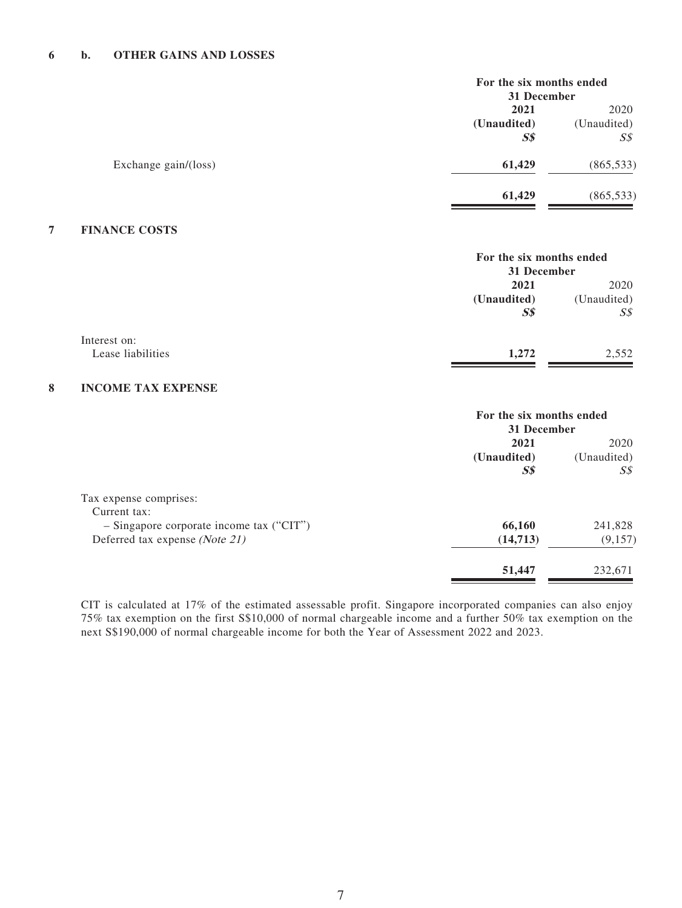### 6 b. OTHER GAINS AND LOSSES

| | For the six months ended 31 December | |
|---|---|---|
| | **2021** | 2020 |
| | **(Unaudited)** | (Unaudited) |
| | ***S$*** | *S$* |
| Exchange gain/(loss) | **61,429** | (865,533) |
| | **61,429** | (865,533) |

### 7 FINANCE COSTS

| | For the six months ended 31 December | |
|---|---|---|
| | **2021** | 2020 |
| | **(Unaudited)** | (Unaudited) |
| | ***S$*** | *S$* |
| Interest on: | | |
| Lease liabilities | **1,272** | 2,552 |

### 8 INCOME TAX EXPENSE

| | For the six months ended 31 December | |
|---|---|---|
| | **2021** | 2020 |
| | **(Unaudited)** | (Unaudited) |
| | ***S$*** | *S$* |
| Tax expense comprises: | | |
| Current tax: | | |
| – Singapore corporate income tax ("CIT") | **66,160** | 241,828 |
| Deferred tax expense *(Note 21)* | **(14,713)** | (9,157) |
| | **51,447** | 232,671 |

CIT is calculated at 17% of the estimated assessable profit. Singapore incorporated companies can also enjoy 75% tax exemption on the first S$10,000 of normal chargeable income and a further 50% tax exemption on the next S$190,000 of normal chargeable income for both the Year of Assessment 2022 and 2023.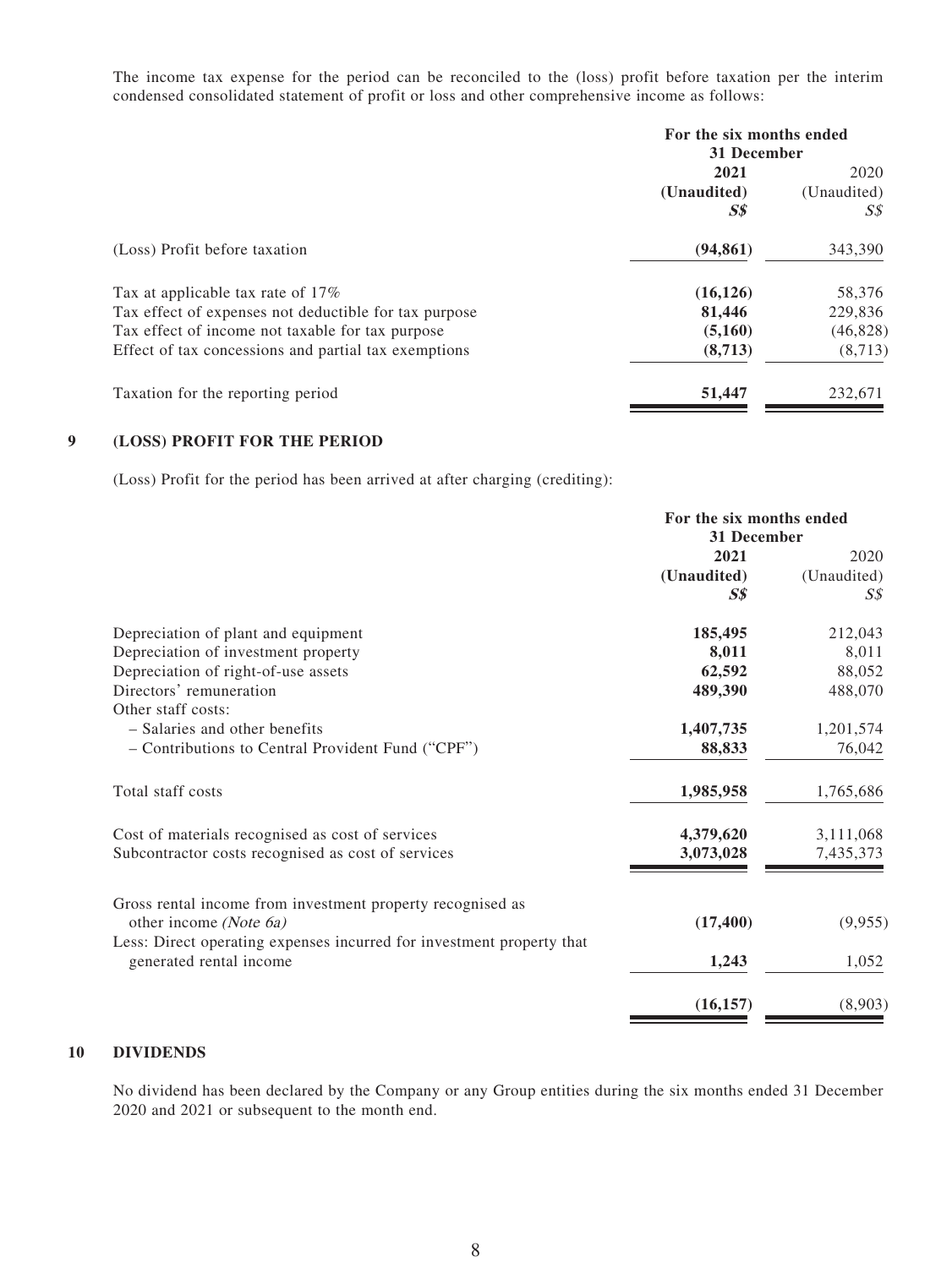The income tax expense for the period can be reconciled to the (loss) profit before taxation per the interim condensed consolidated statement of profit or loss and other comprehensive income as follows:

| | For the six months ended 31 December | |
|---|---|---|
| | **2021** | 2020 |
| | **(Unaudited)** | (Unaudited) |
| | ***S$*** | *S$* |
| (Loss) Profit before taxation | **(94,861)** | 343,390 |
| Tax at applicable tax rate of 17% | **(16,126)** | 58,376 |
| Tax effect of expenses not deductible for tax purpose | **81,446** | 229,836 |
| Tax effect of income not taxable for tax purpose | **(5,160)** | (46,828) |
| Effect of tax concessions and partial tax exemptions | **(8,713)** | (8,713) |
| Taxation for the reporting period | **51,447** | 232,671 |

## 9 (LOSS) PROFIT FOR THE PERIOD

(Loss) Profit for the period has been arrived at after charging (crediting):

| | For the six months ended 31 December | |
|---|---|---|
| | **2021** | 2020 |
| | **(Unaudited)** | (Unaudited) |
| | ***S$*** | *S$* |
| Depreciation of plant and equipment | **185,495** | 212,043 |
| Depreciation of investment property | **8,011** | 8,011 |
| Depreciation of right-of-use assets | **62,592** | 88,052 |
| Directors' remuneration | **489,390** | 488,070 |
| Other staff costs: | | |
| – Salaries and other benefits | **1,407,735** | 1,201,574 |
| – Contributions to Central Provident Fund ("CPF") | **88,833** | 76,042 |
| Total staff costs | **1,985,958** | 1,765,686 |
| Cost of materials recognised as cost of services | **4,379,620** | 3,111,068 |
| Subcontractor costs recognised as cost of services | **3,073,028** | 7,435,373 |
| Gross rental income from investment property recognised as other income *(Note 6a)* | **(17,400)** | (9,955) |
| Less: Direct operating expenses incurred for investment property that generated rental income | **1,243** | 1,052 |
| | **(16,157)** | (8,903) |

## 10 DIVIDENDS

No dividend has been declared by the Company or any Group entities during the six months ended 31 December 2020 and 2021 or subsequent to the month end.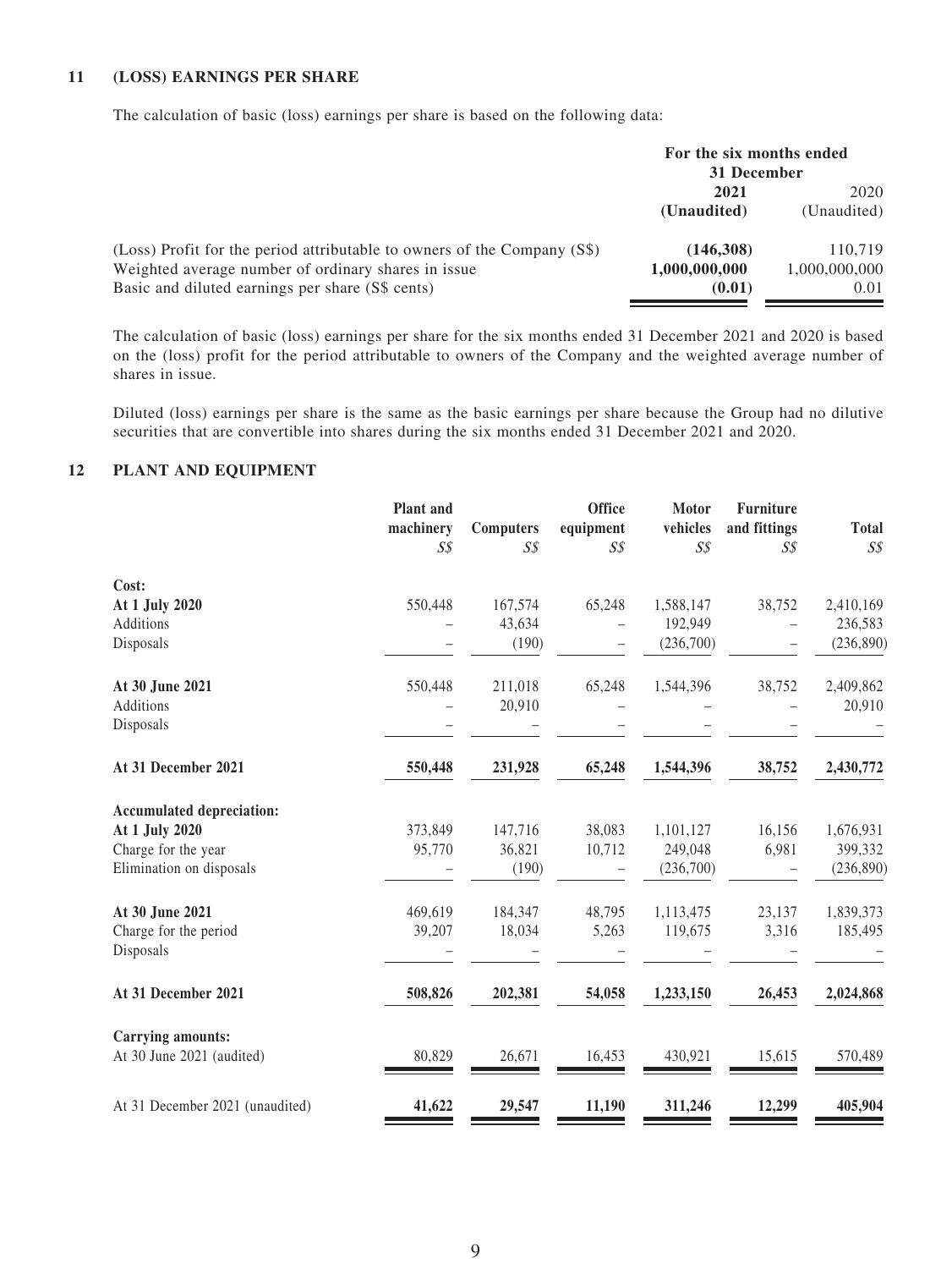## 11 (LOSS) EARNINGS PER SHARE

The calculation of basic (loss) earnings per share is based on the following data:

| | For the six months ended 31 December | |
|---|---|---|
| | **2021** | 2020 |
| | **(Unaudited)** | (Unaudited) |
| (Loss) Profit for the period attributable to owners of the Company (S$) | **(146,308)** | 110,719 |
| Weighted average number of ordinary shares in issue | **1,000,000,000** | 1,000,000,000 |
| Basic and diluted earnings per share (S$ cents) | **(0.01)** | 0.01 |

The calculation of basic (loss) earnings per share for the six months ended 31 December 2021 and 2020 is based on the (loss) profit for the period attributable to owners of the Company and the weighted average number of shares in issue.

Diluted (loss) earnings per share is the same as the basic earnings per share because the Group had no dilutive securities that are convertible into shares during the six months ended 31 December 2021 and 2020.

## 12 PLANT AND EQUIPMENT

| | Plant and machinery | Computers | Office equipment | Motor vehicles | Furniture and fittings | Total |
|---|---|---|---|---|---|---|
| | S$ | S$ | S$ | S$ | S$ | S$ |
| **Cost:** | | | | | | |
| **At 1 July 2020** | 550,448 | 167,574 | 65,248 | 1,588,147 | 38,752 | 2,410,169 |
| Additions | – | 43,634 | – | 192,949 | – | 236,583 |
| Disposals | – | (190) | – | (236,700) | – | (236,890) |
| **At 30 June 2021** | 550,448 | 211,018 | 65,248 | 1,544,396 | 38,752 | 2,409,862 |
| Additions | – | 20,910 | – | – | – | 20,910 |
| Disposals | – | – | – | – | – | – |
| **At 31 December 2021** | **550,448** | **231,928** | **65,248** | **1,544,396** | **38,752** | **2,430,772** |
| **Accumulated depreciation:** | | | | | | |
| **At 1 July 2020** | 373,849 | 147,716 | 38,083 | 1,101,127 | 16,156 | 1,676,931 |
| Charge for the year | 95,770 | 36,821 | 10,712 | 249,048 | 6,981 | 399,332 |
| Elimination on disposals | – | (190) | – | (236,700) | – | (236,890) |
| **At 30 June 2021** | 469,619 | 184,347 | 48,795 | 1,113,475 | 23,137 | 1,839,373 |
| Charge for the period | 39,207 | 18,034 | 5,263 | 119,675 | 3,316 | 185,495 |
| Disposals | – | – | – | – | – | – |
| **At 31 December 2021** | **508,826** | **202,381** | **54,058** | **1,233,150** | **26,453** | **2,024,868** |
| **Carrying amounts:** | | | | | | |
| At 30 June 2021 (audited) | 80,829 | 26,671 | 16,453 | 430,921 | 15,615 | 570,489 |
| At 31 December 2021 (unaudited) | **41,622** | **29,547** | **11,190** | **311,246** | **12,299** | **405,904** |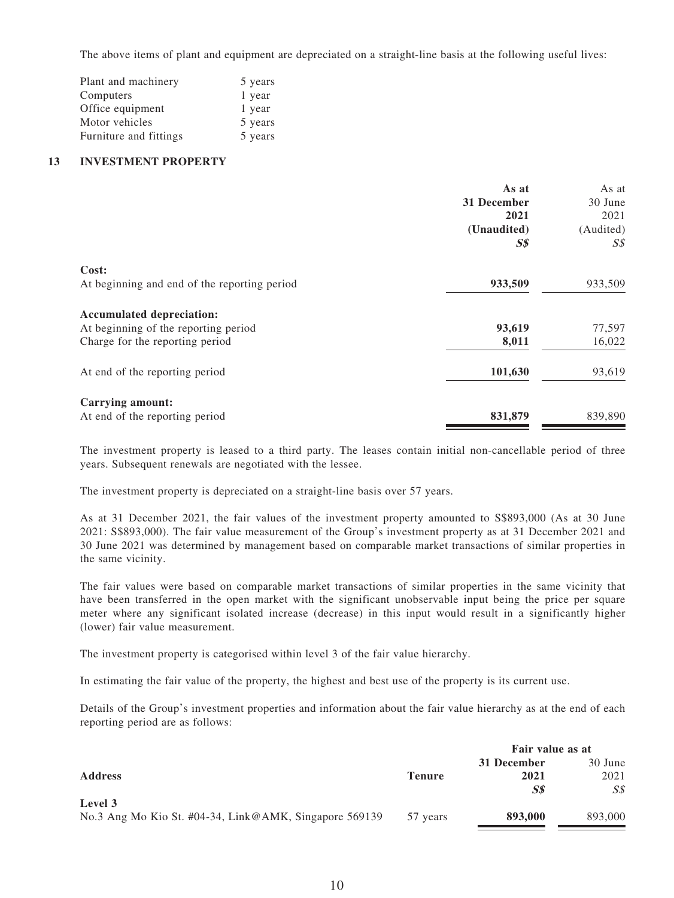The above items of plant and equipment are depreciated on a straight-line basis at the following useful lives:

| | |
|---|---|
| Plant and machinery | 5 years |
| Computers | 1 year |
| Office equipment | 1 year |
| Motor vehicles | 5 years |
| Furniture and fittings | 5 years |

## 13 INVESTMENT PROPERTY

| | **As at 31 December 2021 (Unaudited)** | As at 30 June 2021 (Audited) |
|---|---|---|
| | ***S$*** | *S$* |
| **Cost:** | | |
| At beginning and end of the reporting period | **933,509** | 933,509 |
| **Accumulated depreciation:** | | |
| At beginning of the reporting period | **93,619** | 77,597 |
| Charge for the reporting period | **8,011** | 16,022 |
| At end of the reporting period | **101,630** | 93,619 |
| **Carrying amount:** | | |
| At end of the reporting period | **831,879** | 839,890 |

The investment property is leased to a third party. The leases contain initial non-cancellable period of three years. Subsequent renewals are negotiated with the lessee.

The investment property is depreciated on a straight-line basis over 57 years.

As at 31 December 2021, the fair values of the investment property amounted to S$893,000 (As at 30 June 2021: S$893,000). The fair value measurement of the Group's investment property as at 31 December 2021 and 30 June 2021 was determined by management based on comparable market transactions of similar properties in the same vicinity.

The fair values were based on comparable market transactions of similar properties in the same vicinity that have been transferred in the open market with the significant unobservable input being the price per square meter where any significant isolated increase (decrease) in this input would result in a significantly higher (lower) fair value measurement.

The investment property is categorised within level 3 of the fair value hierarchy.

In estimating the fair value of the property, the highest and best use of the property is its current use.

Details of the Group's investment properties and information about the fair value hierarchy as at the end of each reporting period are as follows:

| | | **Fair value as at** | |
|---|---|---|---|
| **Address** | **Tenure** | **31 December 2021** | 30 June 2021 |
| | | ***S$*** | *S$* |
| **Level 3** | | | |
| No.3 Ang Mo Kio St. #04-34, Link@AMK, Singapore 569139 | 57 years | **893,000** | 893,000 |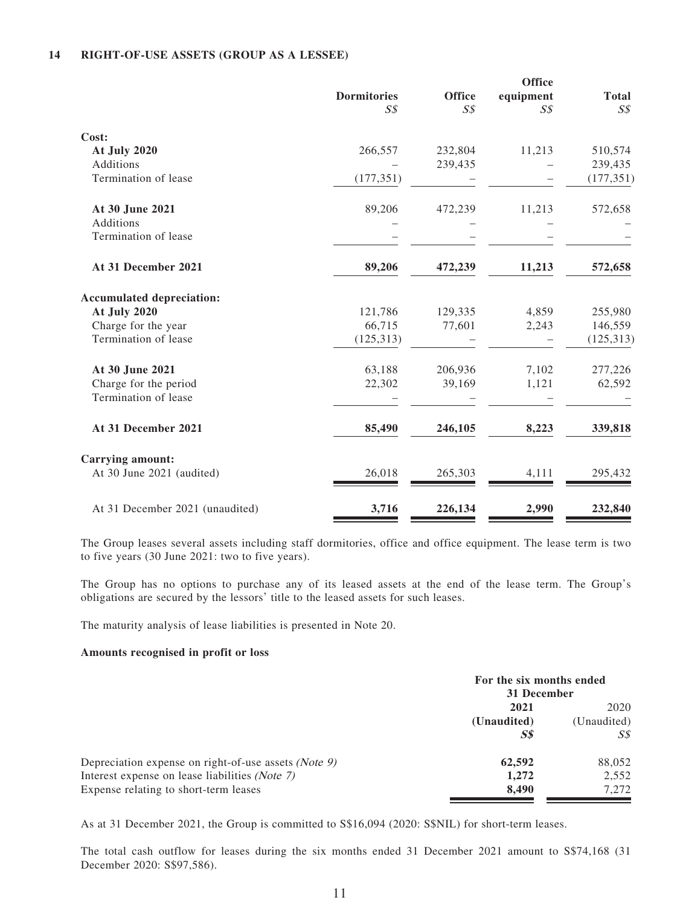## 14 RIGHT-OF-USE ASSETS (GROUP AS A LESSEE)

| | Dormitories S$ | Office S$ | Office equipment S$ | Total S$ |
|---|---|---|---|---|
| **Cost:** | | | | |
| **At July 2020** | 266,557 | 232,804 | 11,213 | 510,574 |
| Additions | – | 239,435 | – | 239,435 |
| Termination of lease | (177,351) | – | – | (177,351) |
| **At 30 June 2021** | 89,206 | 472,239 | 11,213 | 572,658 |
| Additions | – | – | – | – |
| Termination of lease | – | – | – | – |
| **At 31 December 2021** | **89,206** | **472,239** | **11,213** | **572,658** |
| **Accumulated depreciation:** | | | | |
| **At July 2020** | 121,786 | 129,335 | 4,859 | 255,980 |
| Charge for the year | 66,715 | 77,601 | 2,243 | 146,559 |
| Termination of lease | (125,313) | – | – | (125,313) |
| **At 30 June 2021** | 63,188 | 206,936 | 7,102 | 277,226 |
| Charge for the period | 22,302 | 39,169 | 1,121 | 62,592 |
| Termination of lease | – | – | – | – |
| **At 31 December 2021** | **85,490** | **246,105** | **8,223** | **339,818** |
| **Carrying amount:** | | | | |
| At 30 June 2021 (audited) | 26,018 | 265,303 | 4,111 | 295,432 |
| At 31 December 2021 (unaudited) | **3,716** | **226,134** | **2,990** | **232,840** |

The Group leases several assets including staff dormitories, office and office equipment. The lease term is two to five years (30 June 2021: two to five years).

The Group has no options to purchase any of its leased assets at the end of the lease term. The Group's obligations are secured by the lessors' title to the leased assets for such leases.

The maturity analysis of lease liabilities is presented in Note 20.

**Amounts recognised in profit or loss**

| | For the six months ended 31 December | |
|---|---|---|
| | **2021 (Unaudited) S$** | 2020 (Unaudited) S$ |
| Depreciation expense on right-of-use assets *(Note 9)* | **62,592** | 88,052 |
| Interest expense on lease liabilities *(Note 7)* | **1,272** | 2,552 |
| Expense relating to short-term leases | **8,490** | 7,272 |

As at 31 December 2021, the Group is committed to S$16,094 (2020: S$NIL) for short-term leases.

The total cash outflow for leases during the six months ended 31 December 2021 amount to S$74,168 (31 December 2020: S$97,586).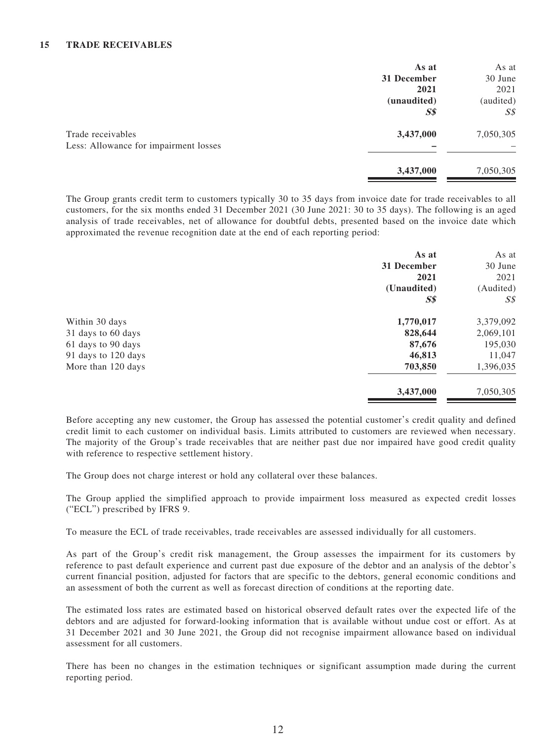## 15 TRADE RECEIVABLES

| | As at 31 December 2021 (unaudited) S$ | As at 30 June 2021 (audited) S$ |
|---|---|---|
| Trade receivables | **3,437,000** | 7,050,305 |
| Less: Allowance for impairment losses | **–** | – |
| | **3,437,000** | 7,050,305 |

The Group grants credit term to customers typically 30 to 35 days from invoice date for trade receivables to all customers, for the six months ended 31 December 2021 (30 June 2021: 30 to 35 days). The following is an aged analysis of trade receivables, net of allowance for doubtful debts, presented based on the invoice date which approximated the revenue recognition date at the end of each reporting period:

| | As at 31 December 2021 (Unaudited) S$ | As at 30 June 2021 (Audited) S$ |
|---|---|---|
| Within 30 days | **1,770,017** | 3,379,092 |
| 31 days to 60 days | **828,644** | 2,069,101 |
| 61 days to 90 days | **87,676** | 195,030 |
| 91 days to 120 days | **46,813** | 11,047 |
| More than 120 days | **703,850** | 1,396,035 |
| | **3,437,000** | 7,050,305 |

Before accepting any new customer, the Group has assessed the potential customer's credit quality and defined credit limit to each customer on individual basis. Limits attributed to customers are reviewed when necessary. The majority of the Group's trade receivables that are neither past due nor impaired have good credit quality with reference to respective settlement history.

The Group does not charge interest or hold any collateral over these balances.

The Group applied the simplified approach to provide impairment loss measured as expected credit losses ("ECL") prescribed by IFRS 9.

To measure the ECL of trade receivables, trade receivables are assessed individually for all customers.

As part of the Group's credit risk management, the Group assesses the impairment for its customers by reference to past default experience and current past due exposure of the debtor and an analysis of the debtor's current financial position, adjusted for factors that are specific to the debtors, general economic conditions and an assessment of both the current as well as forecast direction of conditions at the reporting date.

The estimated loss rates are estimated based on historical observed default rates over the expected life of the debtors and are adjusted for forward-looking information that is available without undue cost or effort. As at 31 December 2021 and 30 June 2021, the Group did not recognise impairment allowance based on individual assessment for all customers.

There has been no changes in the estimation techniques or significant assumption made during the current reporting period.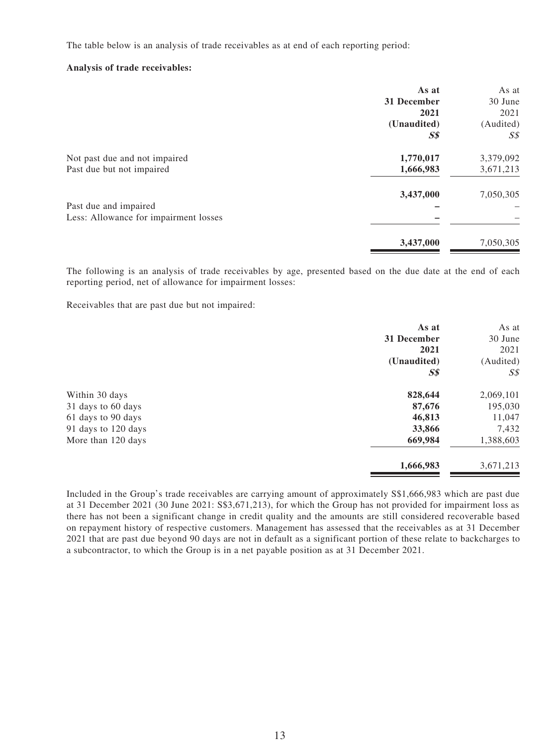The table below is an analysis of trade receivables as at end of each reporting period:

**Analysis of trade receivables:**

| | **As at 31 December 2021 (Unaudited) *S$*** | As at 30 June 2021 (Audited) *S$* |
|---|---|---|
| Not past due and not impaired | **1,770,017** | 3,379,092 |
| Past due but not impaired | **1,666,983** | 3,671,213 |
| | **3,437,000** | 7,050,305 |
| Past due and impaired | **–** | – |
| Less: Allowance for impairment losses | **–** | – |
| | **3,437,000** | 7,050,305 |

The following is an analysis of trade receivables by age, presented based on the due date at the end of each reporting period, net of allowance for impairment losses:

Receivables that are past due but not impaired:

| | **As at 31 December 2021 (Unaudited) *S$*** | As at 30 June 2021 (Audited) *S$* |
|---|---|---|
| Within 30 days | **828,644** | 2,069,101 |
| 31 days to 60 days | **87,676** | 195,030 |
| 61 days to 90 days | **46,813** | 11,047 |
| 91 days to 120 days | **33,866** | 7,432 |
| More than 120 days | **669,984** | 1,388,603 |
| | **1,666,983** | 3,671,213 |

Included in the Group's trade receivables are carrying amount of approximately S$1,666,983 which are past due at 31 December 2021 (30 June 2021: S$3,671,213), for which the Group has not provided for impairment loss as there has not been a significant change in credit quality and the amounts are still considered recoverable based on repayment history of respective customers. Management has assessed that the receivables as at 31 December 2021 that are past due beyond 90 days are not in default as a significant portion of these relate to backcharges to a subcontractor, to which the Group is in a net payable position as at 31 December 2021.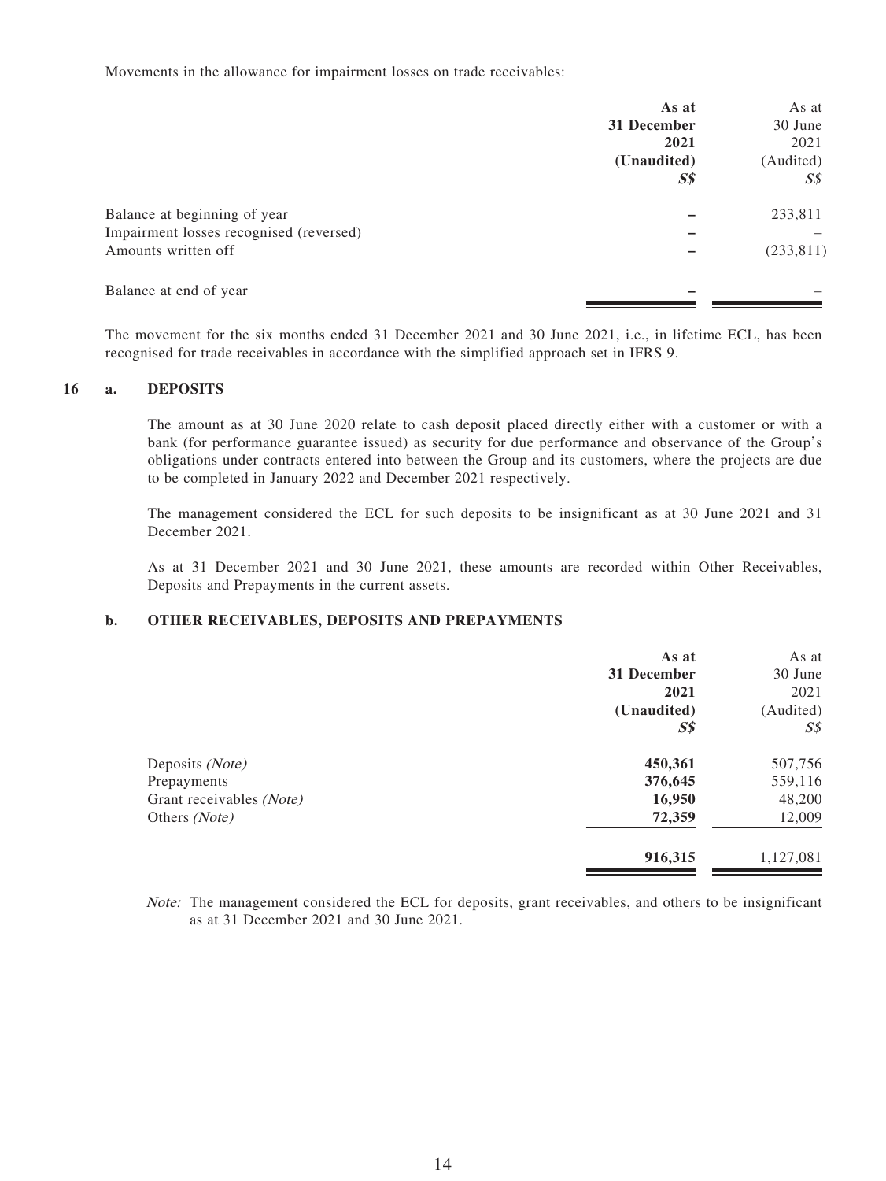Movements in the allowance for impairment losses on trade receivables:

| | As at 31 December 2021 (Unaudited) S$ | As at 30 June 2021 (Audited) S$ |
|---|---|---|
| Balance at beginning of year | – | 233,811 |
| Impairment losses recognised (reversed) | – | – |
| Amounts written off | – | (233,811) |
| Balance at end of year | – | – |

The movement for the six months ended 31 December 2021 and 30 June 2021, i.e., in lifetime ECL, has been recognised for trade receivables in accordance with the simplified approach set in IFRS 9.

## 16 a. DEPOSITS

The amount as at 30 June 2020 relate to cash deposit placed directly either with a customer or with a bank (for performance guarantee issued) as security for due performance and observance of the Group's obligations under contracts entered into between the Group and its customers, where the projects are due to be completed in January 2022 and December 2021 respectively.

The management considered the ECL for such deposits to be insignificant as at 30 June 2021 and 31 December 2021.

As at 31 December 2021 and 30 June 2021, these amounts are recorded within Other Receivables, Deposits and Prepayments in the current assets.

## b. OTHER RECEIVABLES, DEPOSITS AND PREPAYMENTS

| | As at 31 December 2021 (Unaudited) S$ | As at 30 June 2021 (Audited) S$ |
|---|---|---|
| Deposits *(Note)* | **450,361** | 507,756 |
| Prepayments | **376,645** | 559,116 |
| Grant receivables *(Note)* | **16,950** | 48,200 |
| Others *(Note)* | **72,359** | 12,009 |
| | **916,315** | 1,127,081 |

*Note:* The management considered the ECL for deposits, grant receivables, and others to be insignificant as at 31 December 2021 and 30 June 2021.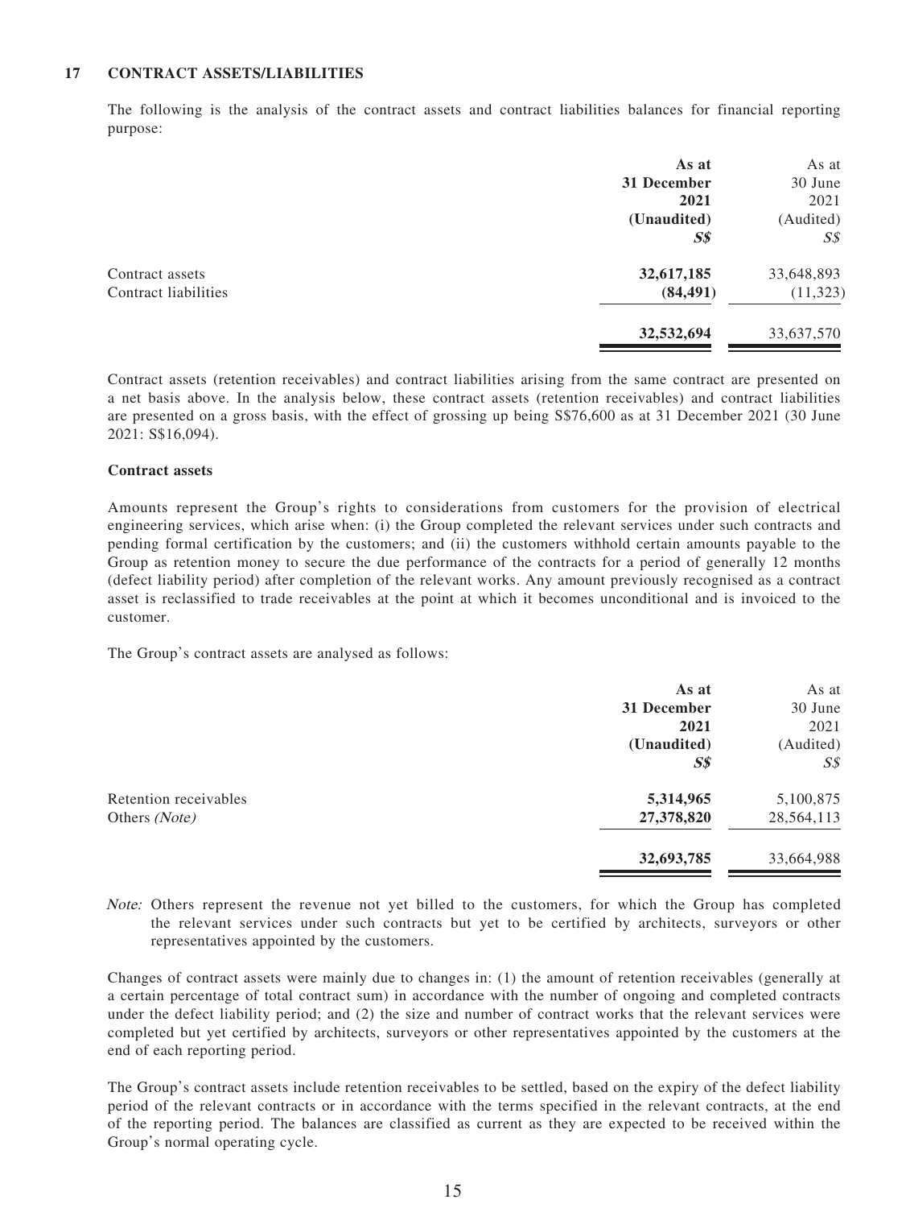## 17 CONTRACT ASSETS/LIABILITIES

The following is the analysis of the contract assets and contract liabilities balances for financial reporting purpose:

| | **As at 31 December 2021 (Unaudited) S$** | As at 30 June 2021 (Audited) S$ |
|---|---|---|
| Contract assets | **32,617,185** | 33,648,893 |
| Contract liabilities | **(84,491)** | (11,323) |
| | **32,532,694** | 33,637,570 |

Contract assets (retention receivables) and contract liabilities arising from the same contract are presented on a net basis above. In the analysis below, these contract assets (retention receivables) and contract liabilities are presented on a gross basis, with the effect of grossing up being S$76,600 as at 31 December 2021 (30 June 2021: S$16,094).

**Contract assets**

Amounts represent the Group's rights to considerations from customers for the provision of electrical engineering services, which arise when: (i) the Group completed the relevant services under such contracts and pending formal certification by the customers; and (ii) the customers withhold certain amounts payable to the Group as retention money to secure the due performance of the contracts for a period of generally 12 months (defect liability period) after completion of the relevant works. Any amount previously recognised as a contract asset is reclassified to trade receivables at the point at which it becomes unconditional and is invoiced to the customer.

The Group's contract assets are analysed as follows:

| | **As at 31 December 2021 (Unaudited) S$** | As at 30 June 2021 (Audited) S$ |
|---|---|---|
| Retention receivables | **5,314,965** | 5,100,875 |
| Others *(Note)* | **27,378,820** | 28,564,113 |
| | **32,693,785** | 33,664,988 |

*Note:* Others represent the revenue not yet billed to the customers, for which the Group has completed the relevant services under such contracts but yet to be certified by architects, surveyors or other representatives appointed by the customers.

Changes of contract assets were mainly due to changes in: (1) the amount of retention receivables (generally at a certain percentage of total contract sum) in accordance with the number of ongoing and completed contracts under the defect liability period; and (2) the size and number of contract works that the relevant services were completed but yet certified by architects, surveyors or other representatives appointed by the customers at the end of each reporting period.

The Group's contract assets include retention receivables to be settled, based on the expiry of the defect liability period of the relevant contracts or in accordance with the terms specified in the relevant contracts, at the end of the reporting period. The balances are classified as current as they are expected to be received within the Group's normal operating cycle.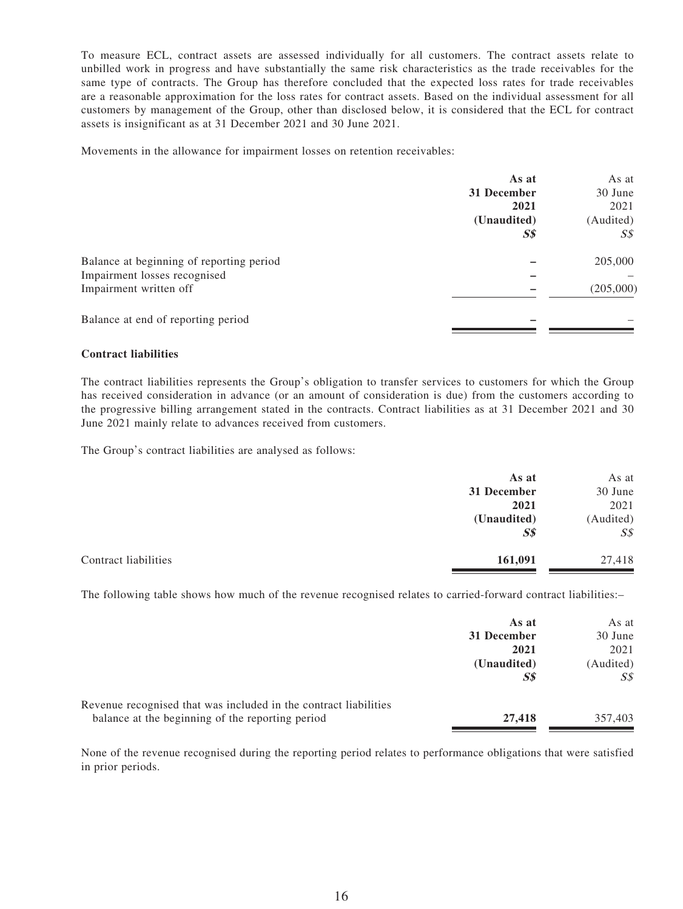To measure ECL, contract assets are assessed individually for all customers. The contract assets relate to unbilled work in progress and have substantially the same risk characteristics as the trade receivables for the same type of contracts. The Group has therefore concluded that the expected loss rates for trade receivables are a reasonable approximation for the loss rates for contract assets. Based on the individual assessment for all customers by management of the Group, other than disclosed below, it is considered that the ECL for contract assets is insignificant as at 31 December 2021 and 30 June 2021.

Movements in the allowance for impairment losses on retention receivables:

| | **As at 31 December 2021 (Unaudited)** ***S$*** | As at 30 June 2021 (Audited) *S$* |
|---|---|---|
| Balance at beginning of reporting period | **–** | 205,000 |
| Impairment losses recognised | **–** | – |
| Impairment written off | **–** | (205,000) |
| Balance at end of reporting period | **–** | – |

**Contract liabilities**

The contract liabilities represents the Group's obligation to transfer services to customers for which the Group has received consideration in advance (or an amount of consideration is due) from the customers according to the progressive billing arrangement stated in the contracts. Contract liabilities as at 31 December 2021 and 30 June 2021 mainly relate to advances received from customers.

The Group's contract liabilities are analysed as follows:

| | **As at 31 December 2021 (Unaudited)** ***S$*** | As at 30 June 2021 (Audited) *S$* |
|---|---|---|
| Contract liabilities | **161,091** | 27,418 |

The following table shows how much of the revenue recognised relates to carried-forward contract liabilities:–

| | **As at 31 December 2021 (Unaudited)** ***S$*** | As at 30 June 2021 (Audited) *S$* |
|---|---|---|
| Revenue recognised that was included in the contract liabilities balance at the beginning of the reporting period | **27,418** | 357,403 |

None of the revenue recognised during the reporting period relates to performance obligations that were satisfied in prior periods.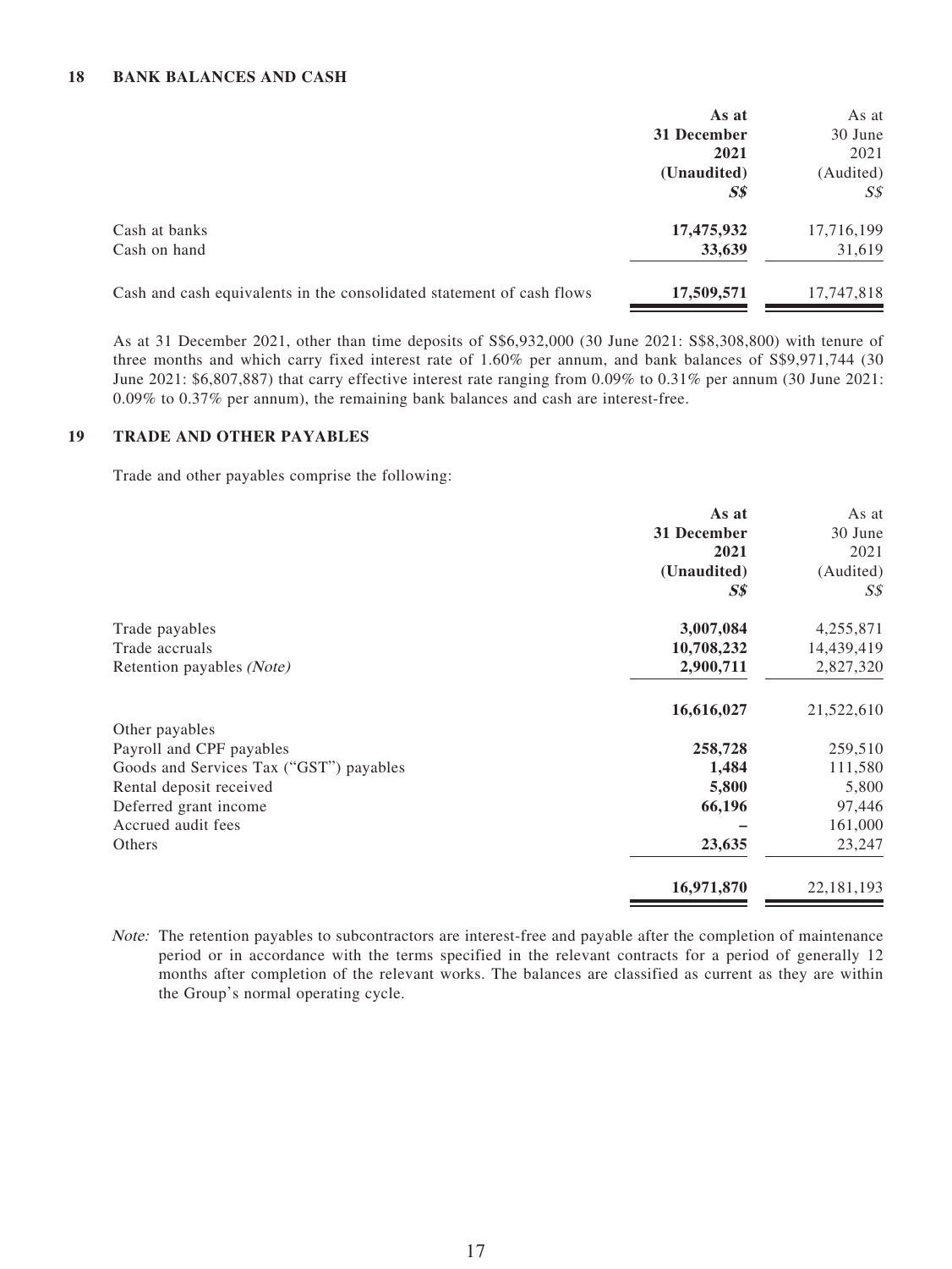## 18 BANK BALANCES AND CASH

| | As at 31 December 2021 (Unaudited) S$ | As at 30 June 2021 (Audited) S$ |
|---|---|---|
| Cash at banks | **17,475,932** | 17,716,199 |
| Cash on hand | **33,639** | 31,619 |
| Cash and cash equivalents in the consolidated statement of cash flows | **17,509,571** | 17,747,818 |

As at 31 December 2021, other than time deposits of S$6,932,000 (30 June 2021: S$8,308,800) with tenure of three months and which carry fixed interest rate of 1.60% per annum, and bank balances of S$9,971,744 (30 June 2021: $6,807,887) that carry effective interest rate ranging from 0.09% to 0.31% per annum (30 June 2021: 0.09% to 0.37% per annum), the remaining bank balances and cash are interest-free.

## 19 TRADE AND OTHER PAYABLES

Trade and other payables comprise the following:

| | As at 31 December 2021 (Unaudited) S$ | As at 30 June 2021 (Audited) S$ |
|---|---|---|
| Trade payables | **3,007,084** | 4,255,871 |
| Trade accruals | **10,708,232** | 14,439,419 |
| Retention payables *(Note)* | **2,900,711** | 2,827,320 |
| | **16,616,027** | 21,522,610 |
| Other payables | | |
| Payroll and CPF payables | **258,728** | 259,510 |
| Goods and Services Tax ("GST") payables | **1,484** | 111,580 |
| Rental deposit received | **5,800** | 5,800 |
| Deferred grant income | **66,196** | 97,446 |
| Accrued audit fees | **–** | 161,000 |
| Others | **23,635** | 23,247 |
| | **16,971,870** | 22,181,193 |

*Note:* The retention payables to subcontractors are interest-free and payable after the completion of maintenance period or in accordance with the terms specified in the relevant contracts for a period of generally 12 months after completion of the relevant works. The balances are classified as current as they are within the Group's normal operating cycle.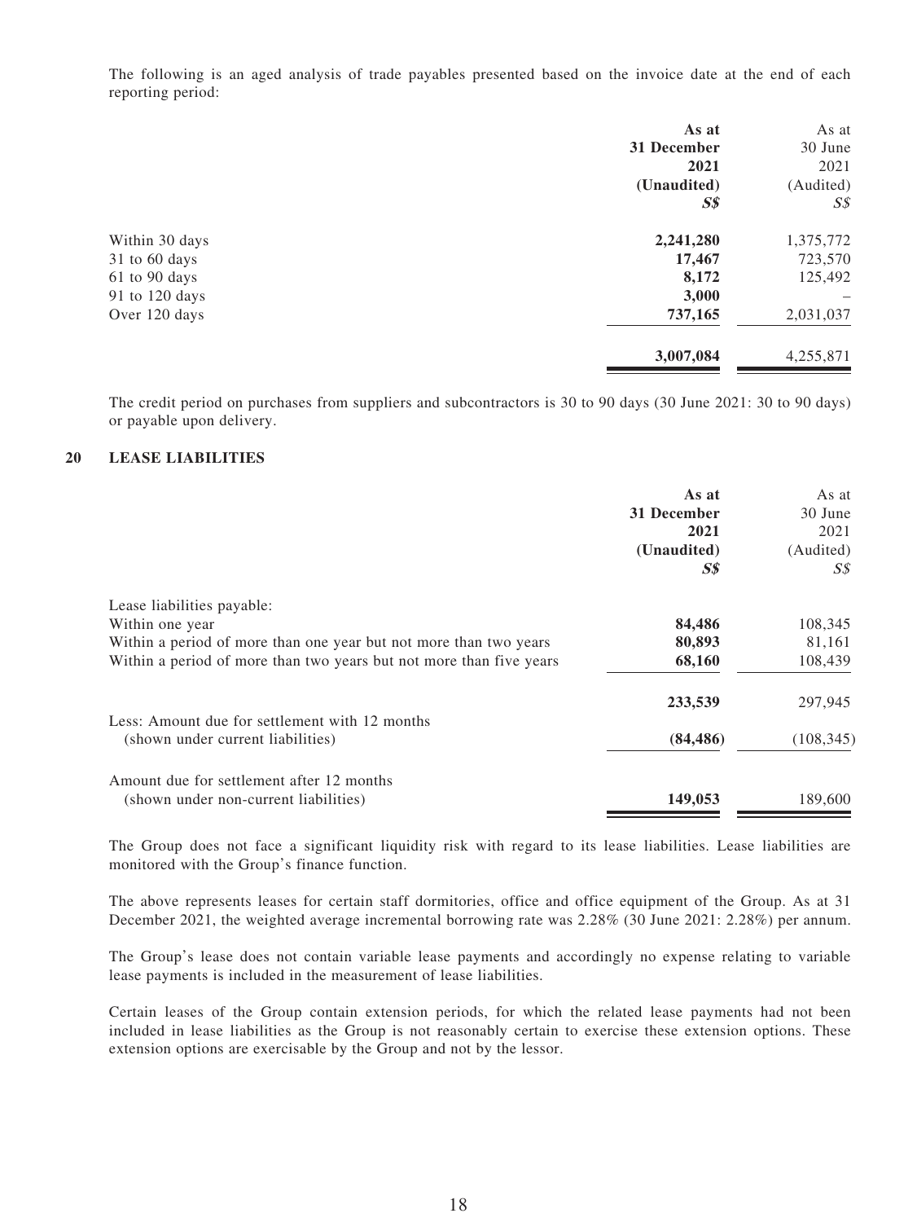The following is an aged analysis of trade payables presented based on the invoice date at the end of each reporting period:

| | As at 31 December 2021 (Unaudited) S$ | As at 30 June 2021 (Audited) S$ |
|---|---|---|
| Within 30 days | **2,241,280** | 1,375,772 |
| 31 to 60 days | **17,467** | 723,570 |
| 61 to 90 days | **8,172** | 125,492 |
| 91 to 120 days | **3,000** | – |
| Over 120 days | **737,165** | 2,031,037 |
| | **3,007,084** | 4,255,871 |

The credit period on purchases from suppliers and subcontractors is 30 to 90 days (30 June 2021: 30 to 90 days) or payable upon delivery.

## 20 LEASE LIABILITIES

| | As at 31 December 2021 (Unaudited) S$ | As at 30 June 2021 (Audited) S$ |
|---|---|---|
| Lease liabilities payable: | | |
| Within one year | **84,486** | 108,345 |
| Within a period of more than one year but not more than two years | **80,893** | 81,161 |
| Within a period of more than two years but not more than five years | **68,160** | 108,439 |
| | **233,539** | 297,945 |
| Less: Amount due for settlement with 12 months (shown under current liabilities) | **(84,486)** | (108,345) |
| Amount due for settlement after 12 months (shown under non-current liabilities) | **149,053** | 189,600 |

The Group does not face a significant liquidity risk with regard to its lease liabilities. Lease liabilities are monitored with the Group's finance function.

The above represents leases for certain staff dormitories, office and office equipment of the Group. As at 31 December 2021, the weighted average incremental borrowing rate was 2.28% (30 June 2021: 2.28%) per annum.

The Group's lease does not contain variable lease payments and accordingly no expense relating to variable lease payments is included in the measurement of lease liabilities.

Certain leases of the Group contain extension periods, for which the related lease payments had not been included in lease liabilities as the Group is not reasonably certain to exercise these extension options. These extension options are exercisable by the Group and not by the lessor.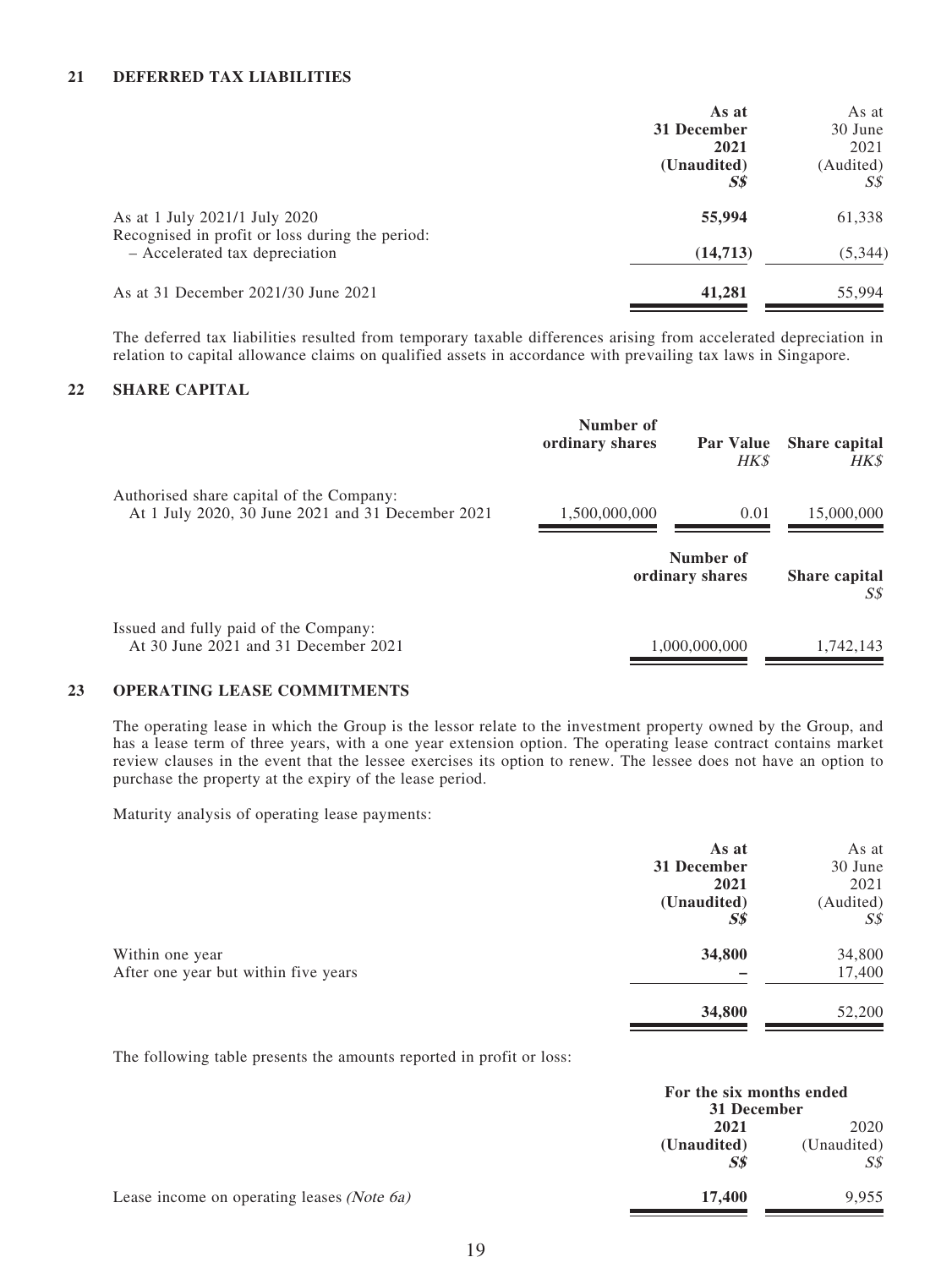## 21 DEFERRED TAX LIABILITIES

| | As at 31 December 2021 (Unaudited) S$ | As at 30 June 2021 (Audited) S$ |
|---|---|---|
| As at 1 July 2021/1 July 2020 | **55,994** | 61,338 |
| Recognised in profit or loss during the period: | | |
| – Accelerated tax depreciation | **(14,713)** | (5,344) |
| As at 31 December 2021/30 June 2021 | **41,281** | 55,994 |

The deferred tax liabilities resulted from temporary taxable differences arising from accelerated depreciation in relation to capital allowance claims on qualified assets in accordance with prevailing tax laws in Singapore.

## 22 SHARE CAPITAL

| | Number of ordinary shares | Par Value HK$ | Share capital HK$ |
|---|---|---|---|
| Authorised share capital of the Company: | | | |
| At 1 July 2020, 30 June 2021 and 31 December 2021 | 1,500,000,000 | 0.01 | 15,000,000 |

| | Number of ordinary shares | Share capital S$ |
|---|---|---|
| Issued and fully paid of the Company: | | |
| At 30 June 2021 and 31 December 2021 | 1,000,000,000 | 1,742,143 |

## 23 OPERATING LEASE COMMITMENTS

The operating lease in which the Group is the lessor relate to the investment property owned by the Group, and has a lease term of three years, with a one year extension option. The operating lease contract contains market review clauses in the event that the lessee exercises its option to renew. The lessee does not have an option to purchase the property at the expiry of the lease period.

Maturity analysis of operating lease payments:

| | As at 31 December 2021 (Unaudited) S$ | As at 30 June 2021 (Audited) S$ |
|---|---|---|
| Within one year | **34,800** | 34,800 |
| After one year but within five years | **–** | 17,400 |
| | **34,800** | 52,200 |

The following table presents the amounts reported in profit or loss:

| | For the six months ended 31 December 2021 (Unaudited) S$ | 2020 (Unaudited) S$ |
|---|---|---|
| Lease income on operating leases *(Note 6a)* | **17,400** | 9,955 |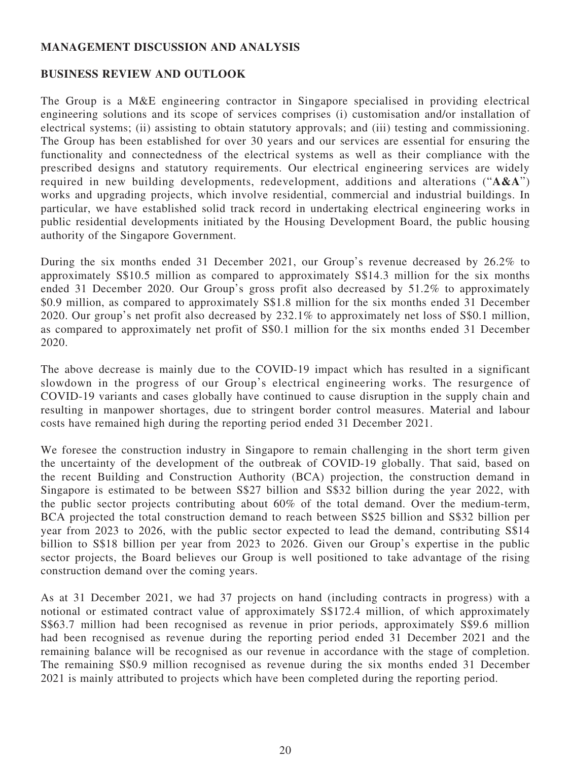## MANAGEMENT DISCUSSION AND ANALYSIS

### BUSINESS REVIEW AND OUTLOOK

The Group is a M&E engineering contractor in Singapore specialised in providing electrical engineering solutions and its scope of services comprises (i) customisation and/or installation of electrical systems; (ii) assisting to obtain statutory approvals; and (iii) testing and commissioning. The Group has been established for over 30 years and our services are essential for ensuring the functionality and connectedness of the electrical systems as well as their compliance with the prescribed designs and statutory requirements. Our electrical engineering services are widely required in new building developments, redevelopment, additions and alterations ("**A&A**") works and upgrading projects, which involve residential, commercial and industrial buildings. In particular, we have established solid track record in undertaking electrical engineering works in public residential developments initiated by the Housing Development Board, the public housing authority of the Singapore Government.

During the six months ended 31 December 2021, our Group's revenue decreased by 26.2% to approximately S$10.5 million as compared to approximately S$14.3 million for the six months ended 31 December 2020. Our Group's gross profit also decreased by 51.2% to approximately $0.9 million, as compared to approximately S$1.8 million for the six months ended 31 December 2020. Our group's net profit also decreased by 232.1% to approximately net loss of S$0.1 million, as compared to approximately net profit of S$0.1 million for the six months ended 31 December 2020.

The above decrease is mainly due to the COVID-19 impact which has resulted in a significant slowdown in the progress of our Group's electrical engineering works. The resurgence of COVID-19 variants and cases globally have continued to cause disruption in the supply chain and resulting in manpower shortages, due to stringent border control measures. Material and labour costs have remained high during the reporting period ended 31 December 2021.

We foresee the construction industry in Singapore to remain challenging in the short term given the uncertainty of the development of the outbreak of COVID-19 globally. That said, based on the recent Building and Construction Authority (BCA) projection, the construction demand in Singapore is estimated to be between S$27 billion and S$32 billion during the year 2022, with the public sector projects contributing about 60% of the total demand. Over the medium-term, BCA projected the total construction demand to reach between S$25 billion and S$32 billion per year from 2023 to 2026, with the public sector expected to lead the demand, contributing S$14 billion to S$18 billion per year from 2023 to 2026. Given our Group's expertise in the public sector projects, the Board believes our Group is well positioned to take advantage of the rising construction demand over the coming years.

As at 31 December 2021, we had 37 projects on hand (including contracts in progress) with a notional or estimated contract value of approximately S$172.4 million, of which approximately S$63.7 million had been recognised as revenue in prior periods, approximately S$9.6 million had been recognised as revenue during the reporting period ended 31 December 2021 and the remaining balance will be recognised as our revenue in accordance with the stage of completion. The remaining S$0.9 million recognised as revenue during the six months ended 31 December 2021 is mainly attributed to projects which have been completed during the reporting period.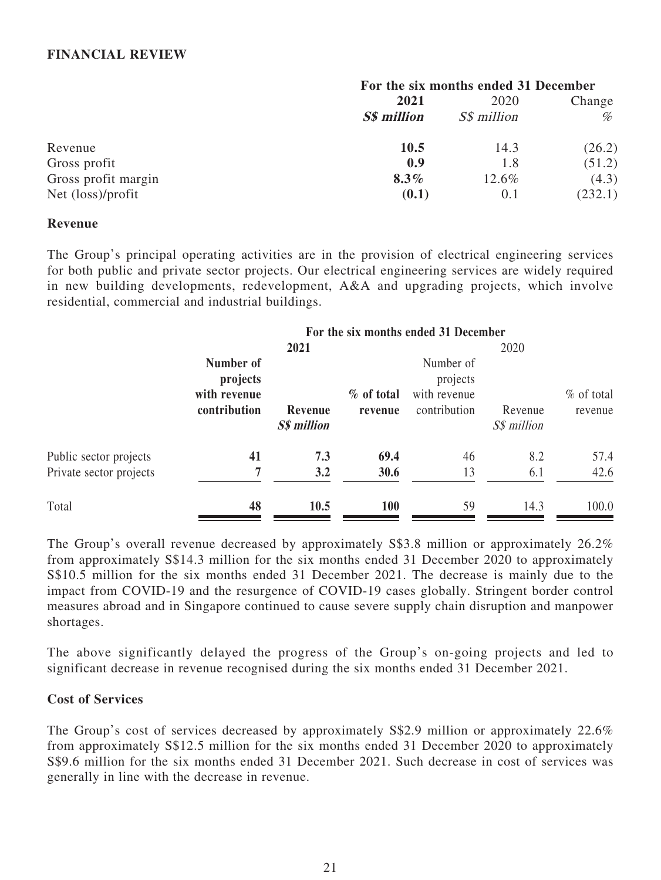## FINANCIAL REVIEW

| | For the six months ended 31 December | | |
|---|---|---|---|
| | **2021** | 2020 | Change |
| | ***S$ million*** | *S$ million* | *%* |
| Revenue | **10.5** | 14.3 | (26.2) |
| Gross profit | **0.9** | 1.8 | (51.2) |
| Gross profit margin | **8.3%** | 12.6% | (4.3) |
| Net (loss)/profit | **(0.1)** | 0.1 | (232.1) |

### Revenue

The Group's principal operating activities are in the provision of electrical engineering services for both public and private sector projects. Our electrical engineering services are widely required in new building developments, redevelopment, A&A and upgrading projects, which involve residential, commercial and industrial buildings.

| | For the six months ended 31 December | | | | | |
|---|---|---|---|---|---|---|
| | **2021** | | | 2020 | | |
| | **Number of projects with revenue contribution** | **Revenue** ***S$ million*** | **% of total revenue** | Number of projects with revenue contribution | Revenue *S$ million* | % of total revenue |
| Public sector projects | **41** | **7.3** | **69.4** | 46 | 8.2 | 57.4 |
| Private sector projects | **7** | **3.2** | **30.6** | 13 | 6.1 | 42.6 |
| Total | **48** | **10.5** | **100** | 59 | 14.3 | 100.0 |

The Group's overall revenue decreased by approximately S$3.8 million or approximately 26.2% from approximately S$14.3 million for the six months ended 31 December 2020 to approximately S$10.5 million for the six months ended 31 December 2021. The decrease is mainly due to the impact from COVID-19 and the resurgence of COVID-19 cases globally. Stringent border control measures abroad and in Singapore continued to cause severe supply chain disruption and manpower shortages.

The above significantly delayed the progress of the Group's on-going projects and led to significant decrease in revenue recognised during the six months ended 31 December 2021.

### Cost of Services

The Group's cost of services decreased by approximately S$2.9 million or approximately 22.6% from approximately S$12.5 million for the six months ended 31 December 2020 to approximately S$9.6 million for the six months ended 31 December 2021. Such decrease in cost of services was generally in line with the decrease in revenue.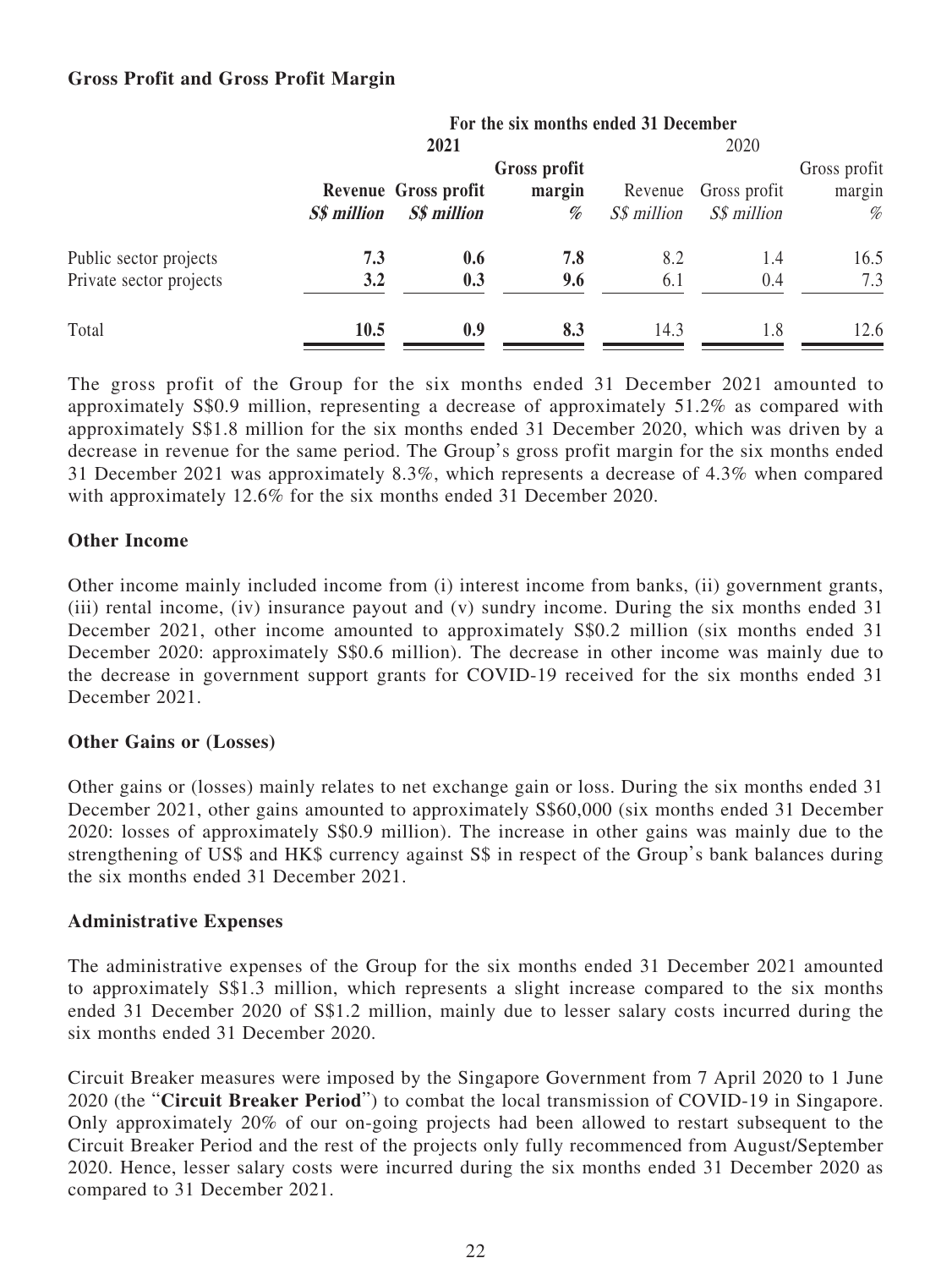**Gross Profit and Gross Profit Margin**

| | For the six months ended 31 December | | | | | |
|---|---|---|---|---|---|---|
| | **2021** | | | 2020 | | |
| | **Revenue** | **Gross profit** | **Gross profit margin** | Revenue | Gross profit | Gross profit margin |
| | ***S$ million*** | ***S$ million*** | **%** | *S$ million* | *S$ million* | *%* |
| Public sector projects | **7.3** | **0.6** | **7.8** | 8.2 | 1.4 | 16.5 |
| Private sector projects | **3.2** | **0.3** | **9.6** | 6.1 | 0.4 | 7.3 |
| Total | **10.5** | **0.9** | **8.3** | 14.3 | 1.8 | 12.6 |

The gross profit of the Group for the six months ended 31 December 2021 amounted to approximately S$0.9 million, representing a decrease of approximately 51.2% as compared with approximately S$1.8 million for the six months ended 31 December 2020, which was driven by a decrease in revenue for the same period. The Group's gross profit margin for the six months ended 31 December 2021 was approximately 8.3%, which represents a decrease of 4.3% when compared with approximately 12.6% for the six months ended 31 December 2020.

**Other Income**

Other income mainly included income from (i) interest income from banks, (ii) government grants, (iii) rental income, (iv) insurance payout and (v) sundry income. During the six months ended 31 December 2021, other income amounted to approximately S$0.2 million (six months ended 31 December 2020: approximately S$0.6 million). The decrease in other income was mainly due to the decrease in government support grants for COVID-19 received for the six months ended 31 December 2021.

**Other Gains or (Losses)**

Other gains or (losses) mainly relates to net exchange gain or loss. During the six months ended 31 December 2021, other gains amounted to approximately S$60,000 (six months ended 31 December 2020: losses of approximately S$0.9 million). The increase in other gains was mainly due to the strengthening of US$ and HK$ currency against S$ in respect of the Group's bank balances during the six months ended 31 December 2021.

**Administrative Expenses**

The administrative expenses of the Group for the six months ended 31 December 2021 amounted to approximately S$1.3 million, which represents a slight increase compared to the six months ended 31 December 2020 of S$1.2 million, mainly due to lesser salary costs incurred during the six months ended 31 December 2020.

Circuit Breaker measures were imposed by the Singapore Government from 7 April 2020 to 1 June 2020 (the "**Circuit Breaker Period**") to combat the local transmission of COVID-19 in Singapore. Only approximately 20% of our on-going projects had been allowed to restart subsequent to the Circuit Breaker Period and the rest of the projects only fully recommenced from August/September 2020. Hence, lesser salary costs were incurred during the six months ended 31 December 2020 as compared to 31 December 2021.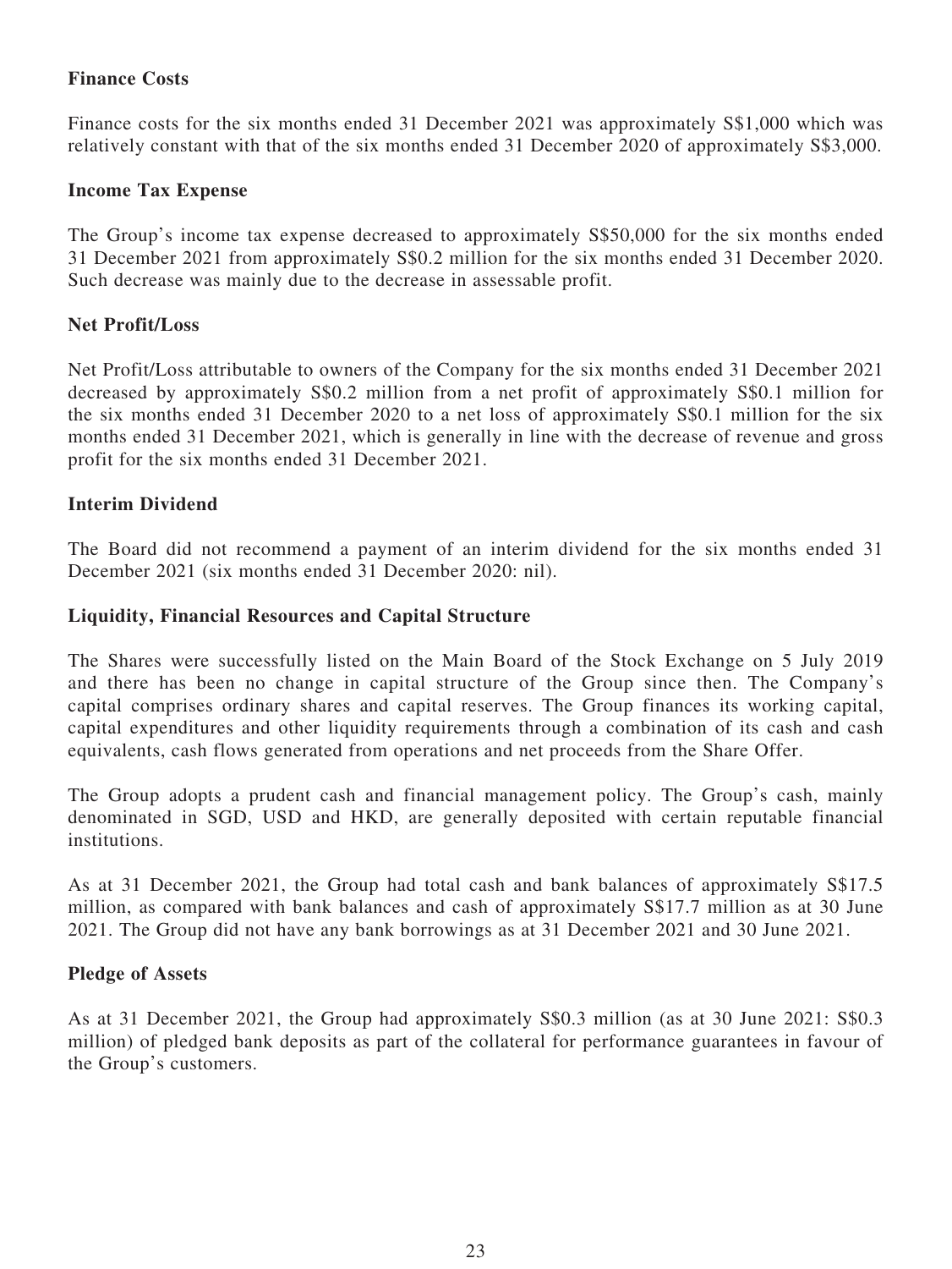**Finance Costs**

Finance costs for the six months ended 31 December 2021 was approximately S$1,000 which was relatively constant with that of the six months ended 31 December 2020 of approximately S$3,000.

**Income Tax Expense**

The Group's income tax expense decreased to approximately S$50,000 for the six months ended 31 December 2021 from approximately S$0.2 million for the six months ended 31 December 2020. Such decrease was mainly due to the decrease in assessable profit.

**Net Profit/Loss**

Net Profit/Loss attributable to owners of the Company for the six months ended 31 December 2021 decreased by approximately S$0.2 million from a net profit of approximately S$0.1 million for the six months ended 31 December 2020 to a net loss of approximately S$0.1 million for the six months ended 31 December 2021, which is generally in line with the decrease of revenue and gross profit for the six months ended 31 December 2021.

**Interim Dividend**

The Board did not recommend a payment of an interim dividend for the six months ended 31 December 2021 (six months ended 31 December 2020: nil).

**Liquidity, Financial Resources and Capital Structure**

The Shares were successfully listed on the Main Board of the Stock Exchange on 5 July 2019 and there has been no change in capital structure of the Group since then. The Company's capital comprises ordinary shares and capital reserves. The Group finances its working capital, capital expenditures and other liquidity requirements through a combination of its cash and cash equivalents, cash flows generated from operations and net proceeds from the Share Offer.

The Group adopts a prudent cash and financial management policy. The Group's cash, mainly denominated in SGD, USD and HKD, are generally deposited with certain reputable financial institutions.

As at 31 December 2021, the Group had total cash and bank balances of approximately S$17.5 million, as compared with bank balances and cash of approximately S$17.7 million as at 30 June 2021. The Group did not have any bank borrowings as at 31 December 2021 and 30 June 2021.

**Pledge of Assets**

As at 31 December 2021, the Group had approximately S$0.3 million (as at 30 June 2021: S$0.3 million) of pledged bank deposits as part of the collateral for performance guarantees in favour of the Group's customers.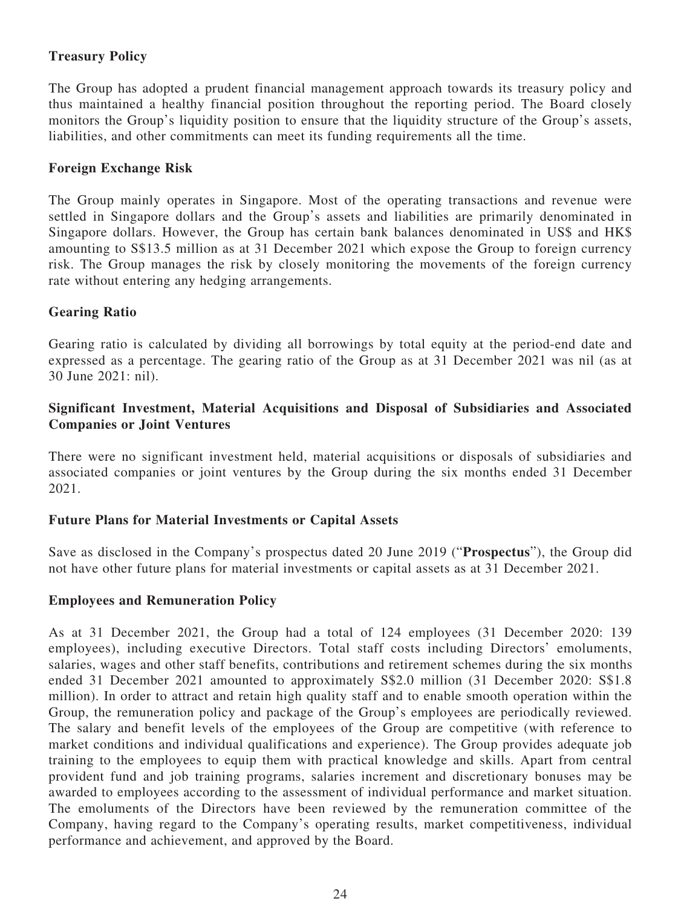**Treasury Policy**

The Group has adopted a prudent financial management approach towards its treasury policy and thus maintained a healthy financial position throughout the reporting period. The Board closely monitors the Group's liquidity position to ensure that the liquidity structure of the Group's assets, liabilities, and other commitments can meet its funding requirements all the time.

**Foreign Exchange Risk**

The Group mainly operates in Singapore. Most of the operating transactions and revenue were settled in Singapore dollars and the Group's assets and liabilities are primarily denominated in Singapore dollars. However, the Group has certain bank balances denominated in US$ and HK$ amounting to S$13.5 million as at 31 December 2021 which expose the Group to foreign currency risk. The Group manages the risk by closely monitoring the movements of the foreign currency rate without entering any hedging arrangements.

**Gearing Ratio**

Gearing ratio is calculated by dividing all borrowings by total equity at the period-end date and expressed as a percentage. The gearing ratio of the Group as at 31 December 2021 was nil (as at 30 June 2021: nil).

**Significant Investment, Material Acquisitions and Disposal of Subsidiaries and Associated Companies or Joint Ventures**

There were no significant investment held, material acquisitions or disposals of subsidiaries and associated companies or joint ventures by the Group during the six months ended 31 December 2021.

**Future Plans for Material Investments or Capital Assets**

Save as disclosed in the Company's prospectus dated 20 June 2019 ("**Prospectus**"), the Group did not have other future plans for material investments or capital assets as at 31 December 2021.

**Employees and Remuneration Policy**

As at 31 December 2021, the Group had a total of 124 employees (31 December 2020: 139 employees), including executive Directors. Total staff costs including Directors' emoluments, salaries, wages and other staff benefits, contributions and retirement schemes during the six months ended 31 December 2021 amounted to approximately S$2.0 million (31 December 2020: S$1.8 million). In order to attract and retain high quality staff and to enable smooth operation within the Group, the remuneration policy and package of the Group's employees are periodically reviewed. The salary and benefit levels of the employees of the Group are competitive (with reference to market conditions and individual qualifications and experience). The Group provides adequate job training to the employees to equip them with practical knowledge and skills. Apart from central provident fund and job training programs, salaries increment and discretionary bonuses may be awarded to employees according to the assessment of individual performance and market situation. The emoluments of the Directors have been reviewed by the remuneration committee of the Company, having regard to the Company's operating results, market competitiveness, individual performance and achievement, and approved by the Board.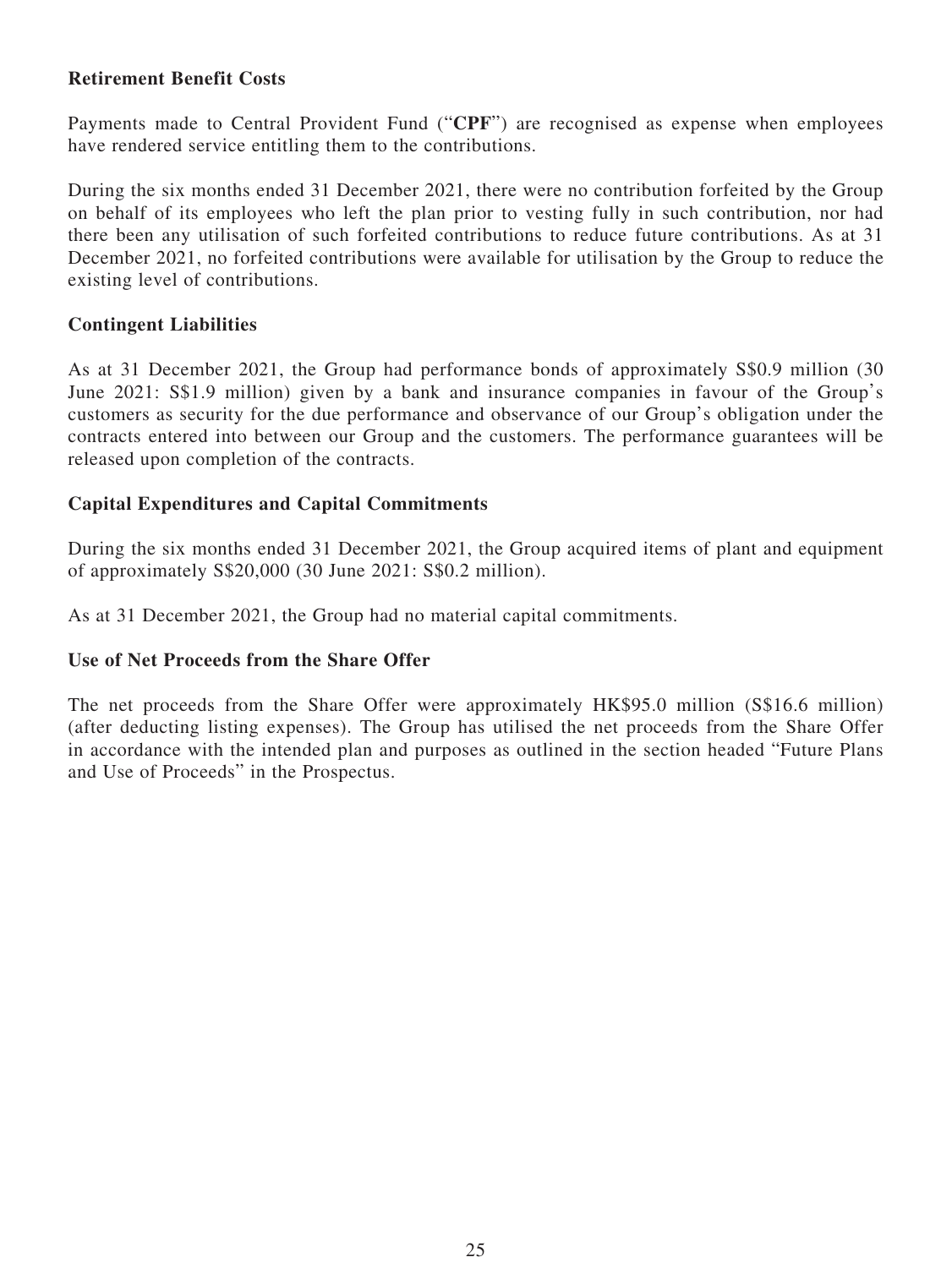**Retirement Benefit Costs**

Payments made to Central Provident Fund ("**CPF**") are recognised as expense when employees have rendered service entitling them to the contributions.

During the six months ended 31 December 2021, there were no contribution forfeited by the Group on behalf of its employees who left the plan prior to vesting fully in such contribution, nor had there been any utilisation of such forfeited contributions to reduce future contributions. As at 31 December 2021, no forfeited contributions were available for utilisation by the Group to reduce the existing level of contributions.

**Contingent Liabilities**

As at 31 December 2021, the Group had performance bonds of approximately S$0.9 million (30 June 2021: S$1.9 million) given by a bank and insurance companies in favour of the Group's customers as security for the due performance and observance of our Group's obligation under the contracts entered into between our Group and the customers. The performance guarantees will be released upon completion of the contracts.

**Capital Expenditures and Capital Commitments**

During the six months ended 31 December 2021, the Group acquired items of plant and equipment of approximately S$20,000 (30 June 2021: S$0.2 million).

As at 31 December 2021, the Group had no material capital commitments.

**Use of Net Proceeds from the Share Offer**

The net proceeds from the Share Offer were approximately HK$95.0 million (S$16.6 million) (after deducting listing expenses). The Group has utilised the net proceeds from the Share Offer in accordance with the intended plan and purposes as outlined in the section headed "Future Plans and Use of Proceeds" in the Prospectus.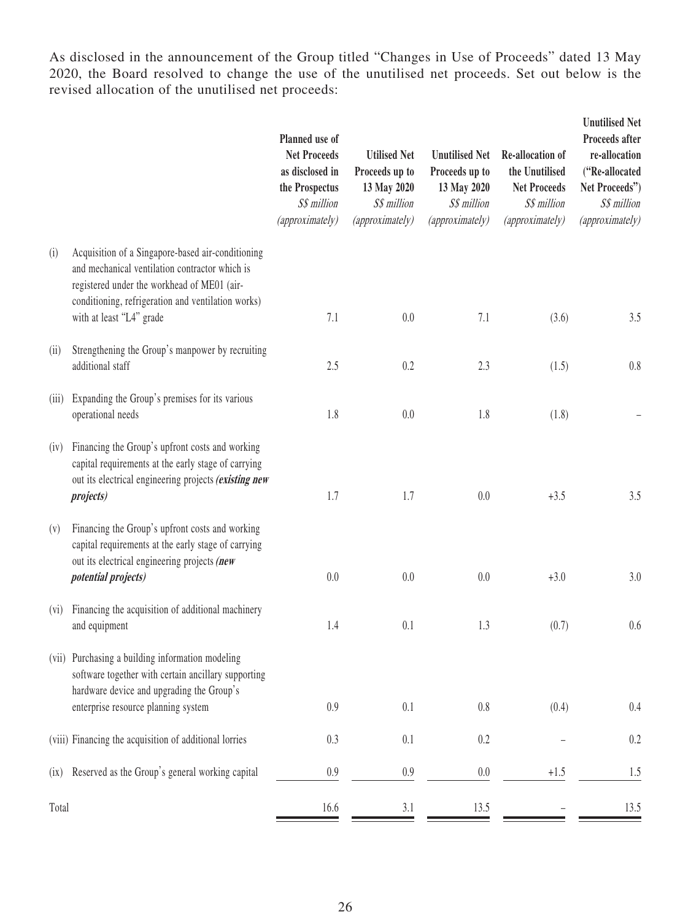As disclosed in the announcement of the Group titled "Changes in Use of Proceeds" dated 13 May 2020, the Board resolved to change the use of the unutilised net proceeds. Set out below is the revised allocation of the unutilised net proceeds:

| | | Planned use of Net Proceeds as disclosed in the Prospectus *S$ million* *(approximately)* | Utilised Net Proceeds up to 13 May 2020 *S$ million* *(approximately)* | Unutilised Net Proceeds up to 13 May 2020 *S$ million* *(approximately)* | Re-allocation of the Unutilised Net Proceeds *S$ million* *(approximately)* | Unutilised Net Proceeds after re-allocation ("Re-allocated Net Proceeds") *S$ million* *(approximately)* |
|---|---|---|---|---|---|---|
| (i) | Acquisition of a Singapore-based air-conditioning and mechanical ventilation contractor which is registered under the workhead of ME01 (air-conditioning, refrigeration and ventilation works) with at least "L4" grade | 7.1 | 0.0 | 7.1 | (3.6) | 3.5 |
| (ii) | Strengthening the Group's manpower by recruiting additional staff | 2.5 | 0.2 | 2.3 | (1.5) | 0.8 |
| (iii) | Expanding the Group's premises for its various operational needs | 1.8 | 0.0 | 1.8 | (1.8) | – |
| (iv) | Financing the Group's upfront costs and working capital requirements at the early stage of carrying out its electrical engineering projects ***(existing new projects)*** | 1.7 | 1.7 | 0.0 | +3.5 | 3.5 |
| (v) | Financing the Group's upfront costs and working capital requirements at the early stage of carrying out its electrical engineering projects ***(new potential projects)*** | 0.0 | 0.0 | 0.0 | +3.0 | 3.0 |
| (vi) | Financing the acquisition of additional machinery and equipment | 1.4 | 0.1 | 1.3 | (0.7) | 0.6 |
| (vii) | Purchasing a building information modeling software together with certain ancillary supporting hardware device and upgrading the Group's enterprise resource planning system | 0.9 | 0.1 | 0.8 | (0.4) | 0.4 |
| (viii) | Financing the acquisition of additional lorries | 0.3 | 0.1 | 0.2 | – | 0.2 |
| (ix) | Reserved as the Group's general working capital | 0.9 | 0.9 | 0.0 | +1.5 | 1.5 |
| Total | | 16.6 | 3.1 | 13.5 | – | 13.5 |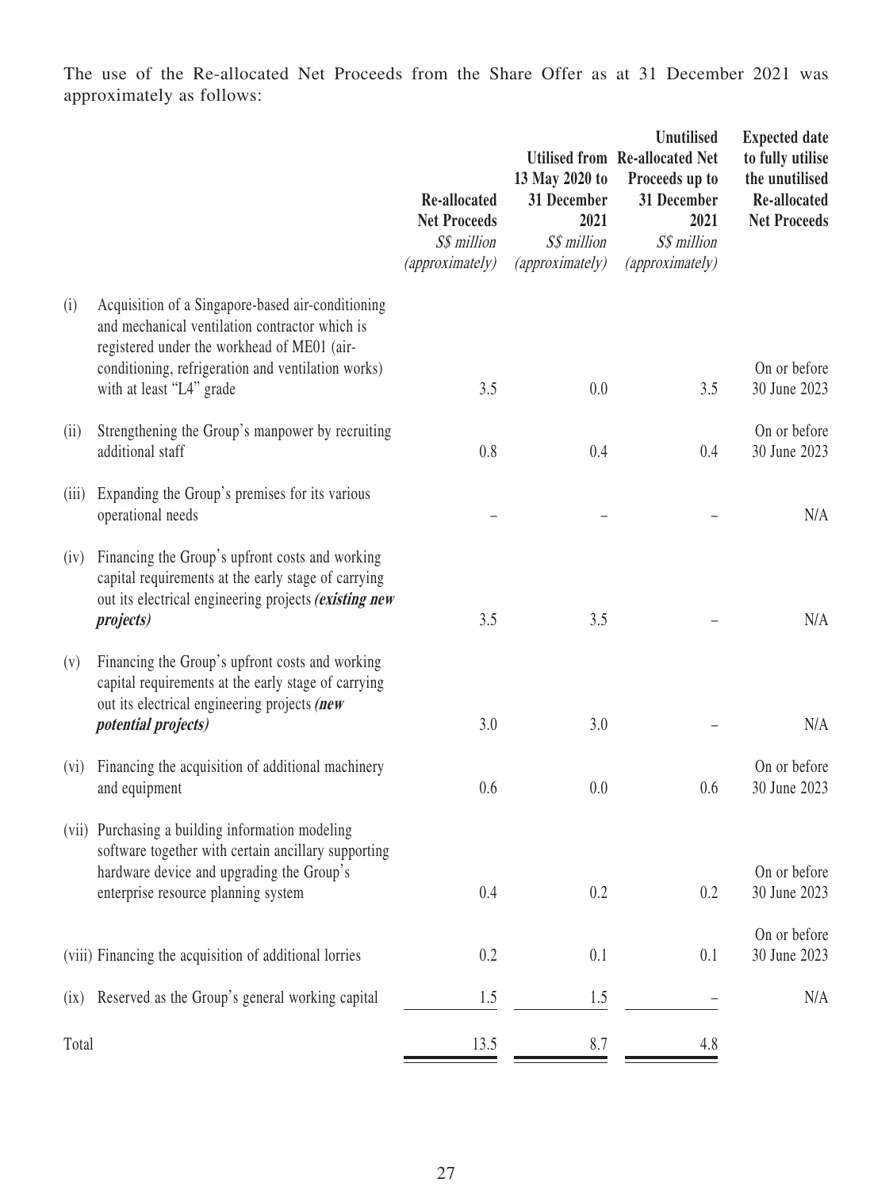The use of the Re-allocated Net Proceeds from the Share Offer as at 31 December 2021 was approximately as follows:

| | | Re-allocated Net Proceeds<br>*S$ million*<br>*(approximately)* | Utilised from 13 May 2020 to 31 December 2021<br>*S$ million*<br>*(approximately)* | Unutilised Re-allocated Net Proceeds up to 31 December 2021<br>*S$ million*<br>*(approximately)* | Expected date to fully utilise the unutilised Re-allocated Net Proceeds |
|---|---|---|---|---|---|
| (i) | Acquisition of a Singapore-based air-conditioning and mechanical ventilation contractor which is registered under the workhead of ME01 (air-conditioning, refrigeration and ventilation works) with at least "L4" grade | 3.5 | 0.0 | 3.5 | On or before 30 June 2023 |
| (ii) | Strengthening the Group's manpower by recruiting additional staff | 0.8 | 0.4 | 0.4 | On or before 30 June 2023 |
| (iii) | Expanding the Group's premises for its various operational needs | – | – | – | N/A |
| (iv) | Financing the Group's upfront costs and working capital requirements at the early stage of carrying out its electrical engineering projects ***(existing new projects)*** | 3.5 | 3.5 | – | N/A |
| (v) | Financing the Group's upfront costs and working capital requirements at the early stage of carrying out its electrical engineering projects ***(new potential projects)*** | 3.0 | 3.0 | – | N/A |
| (vi) | Financing the acquisition of additional machinery and equipment | 0.6 | 0.0 | 0.6 | On or before 30 June 2023 |
| (vii) | Purchasing a building information modeling software together with certain ancillary supporting hardware device and upgrading the Group's enterprise resource planning system | 0.4 | 0.2 | 0.2 | On or before 30 June 2023 |
| (viii) | Financing the acquisition of additional lorries | 0.2 | 0.1 | 0.1 | On or before 30 June 2023 |
| (ix) | Reserved as the Group's general working capital | 1.5 | 1.5 | – | N/A |
| Total | | 13.5 | 8.7 | 4.8 | |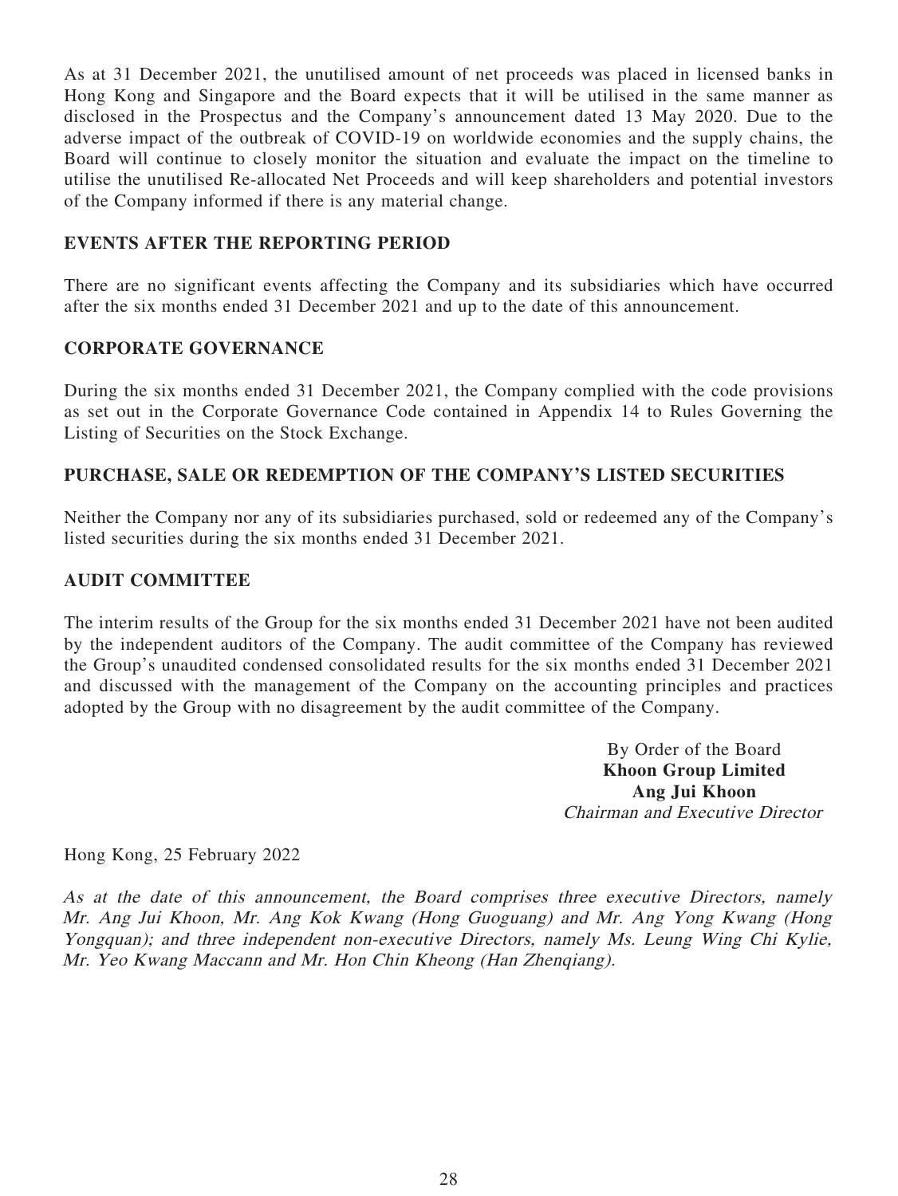As at 31 December 2021, the unutilised amount of net proceeds was placed in licensed banks in Hong Kong and Singapore and the Board expects that it will be utilised in the same manner as disclosed in the Prospectus and the Company's announcement dated 13 May 2020. Due to the adverse impact of the outbreak of COVID-19 on worldwide economies and the supply chains, the Board will continue to closely monitor the situation and evaluate the impact on the timeline to utilise the unutilised Re-allocated Net Proceeds and will keep shareholders and potential investors of the Company informed if there is any material change.

## EVENTS AFTER THE REPORTING PERIOD

There are no significant events affecting the Company and its subsidiaries which have occurred after the six months ended 31 December 2021 and up to the date of this announcement.

## CORPORATE GOVERNANCE

During the six months ended 31 December 2021, the Company complied with the code provisions as set out in the Corporate Governance Code contained in Appendix 14 to Rules Governing the Listing of Securities on the Stock Exchange.

## PURCHASE, SALE OR REDEMPTION OF THE COMPANY'S LISTED SECURITIES

Neither the Company nor any of its subsidiaries purchased, sold or redeemed any of the Company's listed securities during the six months ended 31 December 2021.

## AUDIT COMMITTEE

The interim results of the Group for the six months ended 31 December 2021 have not been audited by the independent auditors of the Company. The audit committee of the Company has reviewed the Group's unaudited condensed consolidated results for the six months ended 31 December 2021 and discussed with the management of the Company on the accounting principles and practices adopted by the Group with no disagreement by the audit committee of the Company.

By Order of the Board
**Khoon Group Limited**
**Ang Jui Khoon**
*Chairman and Executive Director*

Hong Kong, 25 February 2022

*As at the date of this announcement, the Board comprises three executive Directors, namely Mr. Ang Jui Khoon, Mr. Ang Kok Kwang (Hong Guoguang) and Mr. Ang Yong Kwang (Hong Yongquan); and three independent non-executive Directors, namely Ms. Leung Wing Chi Kylie, Mr. Yeo Kwang Maccann and Mr. Hon Chin Kheong (Han Zhenqiang).*